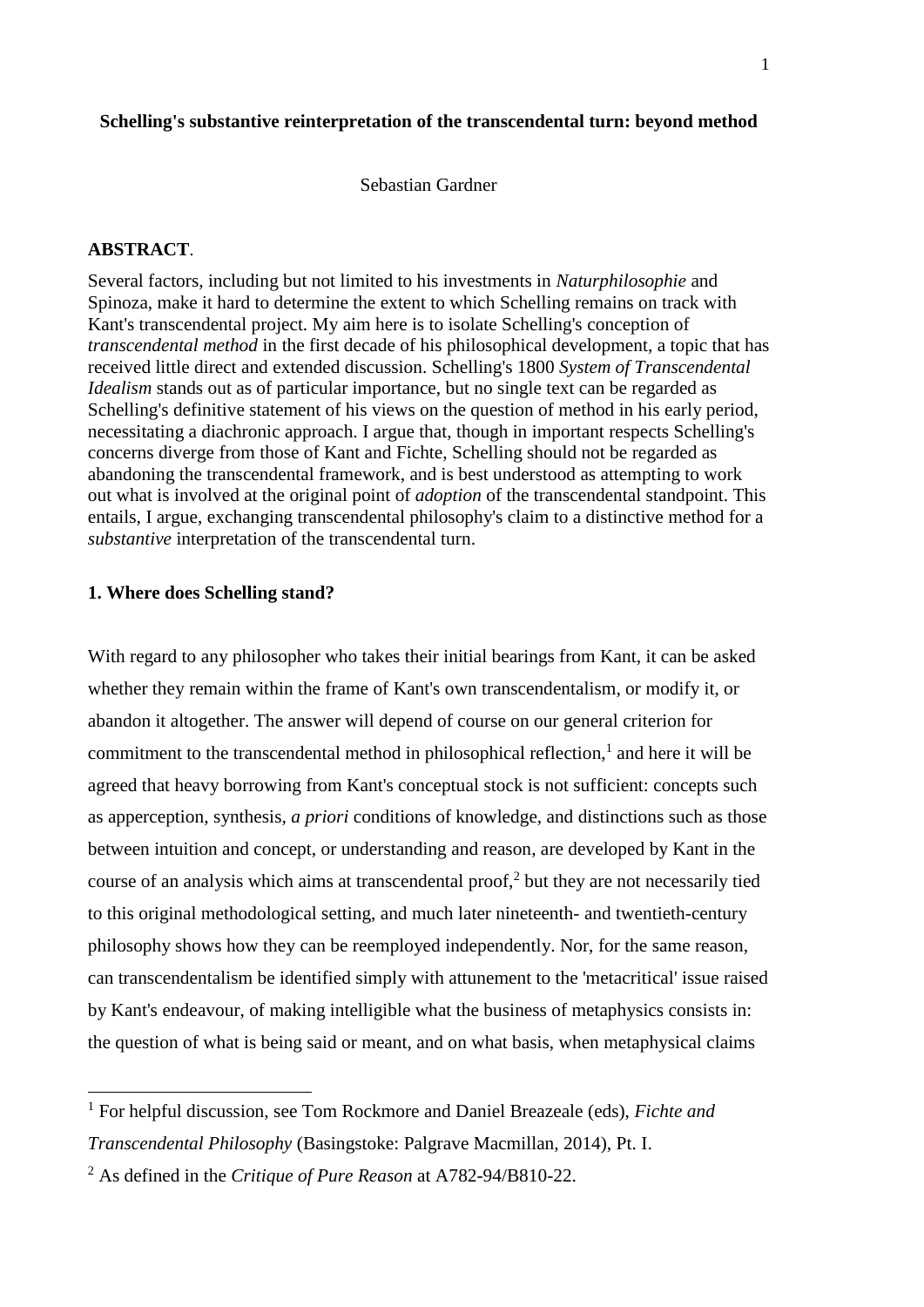**Schelling's substantive reinterpretation of the transcendental turn: beyond method**

Sebastian Gardner

**ABSTRACT**.

Several factors, including but not limited to his investments in *Naturphilosophie* and Spinoza, make it hard to determine the extent to which Schelling remains on track with Kant's transcendental project. My aim here is to isolate Schelling's conception of *transcendental method* in the first decade of his philosophical development, a topic that has received little direct and extended discussion. Schelling's 1800 *System of Transcendental Idealism* stands out as of particular importance, but no single text can be regarded as Schelling's definitive statement of his views on the question of method in his early period, necessitating a diachronic approach. I argue that, though in important respects Schelling's concerns diverge from those of Kant and Fichte, Schelling should not be regarded as abandoning the transcendental framework, and is best understood as attempting to work out what is involved at the original point of *adoption* of the transcendental standpoint. This entails, I argue, exchanging transcendental philosophy's claim to a distinctive method for a *substantive* interpretation of the transcendental turn.

## 1. Where does Schelling stand?

With regard to any philosopher who takes their initial bearings from Kant, it can be asked whether they remain within the frame of Kant's own transcendentalism, or modify it, or abandon it altogether. The answer will depend of course on our general criterion for commitment to the transcendental method in philosophical reflection,[1] and here it will be agreed that heavy borrowing from Kant's conceptual stock is not sufficient: concepts such as apperception, synthesis, *a priori* conditions of knowledge, and distinctions such as those between intuition and concept, or understanding and reason, are developed by Kant in the course of an analysis which aims at transcendental proof,[2] but they are not necessarily tied to this original methodological setting, and much later nineteenth- and twentieth-century philosophy shows how they can be reemployed independently. Nor, for the same reason, can transcendentalism be identified simply with attunement to the 'metacritical' issue raised by Kant's endeavour, of making intelligible what the business of metaphysics consists in: the question of what is being said or meant, and on what basis, when metaphysical claims

---

[1] For helpful discussion, see Tom Rockmore and Daniel Breazeale (eds), *Fichte and Transcendental Philosophy* (Basingstoke: Palgrave Macmillan, 2014), Pt. I.

[2] As defined in the *Critique of Pure Reason* at A782-94/B810-22.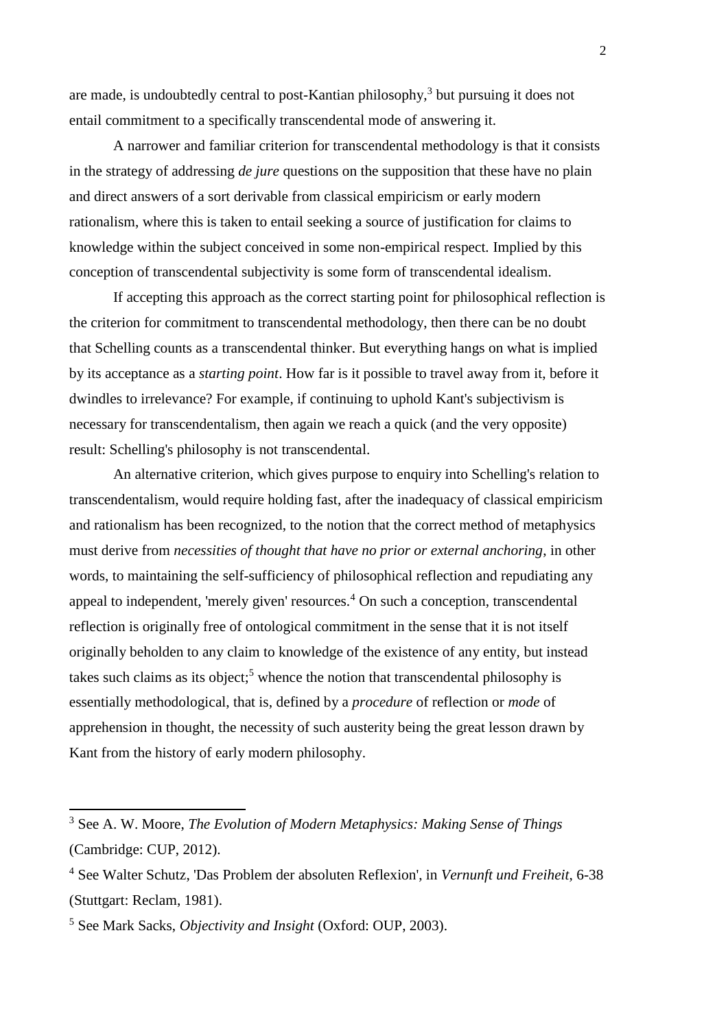are made, is undoubtedly central to post-Kantian philosophy,[3] but pursuing it does not entail commitment to a specifically transcendental mode of answering it.

A narrower and familiar criterion for transcendental methodology is that it consists in the strategy of addressing *de jure* questions on the supposition that these have no plain and direct answers of a sort derivable from classical empiricism or early modern rationalism, where this is taken to entail seeking a source of justification for claims to knowledge within the subject conceived in some non-empirical respect. Implied by this conception of transcendental subjectivity is some form of transcendental idealism.

If accepting this approach as the correct starting point for philosophical reflection is the criterion for commitment to transcendental methodology, then there can be no doubt that Schelling counts as a transcendental thinker. But everything hangs on what is implied by its acceptance as a *starting point*. How far is it possible to travel away from it, before it dwindles to irrelevance? For example, if continuing to uphold Kant's subjectivism is necessary for transcendentalism, then again we reach a quick (and the very opposite) result: Schelling's philosophy is not transcendental.

An alternative criterion, which gives purpose to enquiry into Schelling's relation to transcendentalism, would require holding fast, after the inadequacy of classical empiricism and rationalism has been recognized, to the notion that the correct method of metaphysics must derive from *necessities of thought that have no prior or external anchoring*, in other words, to maintaining the self-sufficiency of philosophical reflection and repudiating any appeal to independent, 'merely given' resources.[4] On such a conception, transcendental reflection is originally free of ontological commitment in the sense that it is not itself originally beholden to any claim to knowledge of the existence of any entity, but instead takes such claims as its object;[5] whence the notion that transcendental philosophy is essentially methodological, that is, defined by a *procedure* of reflection or *mode* of apprehension in thought, the necessity of such austerity being the great lesson drawn by Kant from the history of early modern philosophy.

---

[3] See A. W. Moore, *The Evolution of Modern Metaphysics: Making Sense of Things* (Cambridge: CUP, 2012).

[4] See Walter Schutz, 'Das Problem der absoluten Reflexion', in *Vernunft und Freiheit*, 6-38 (Stuttgart: Reclam, 1981).

[5] See Mark Sacks, *Objectivity and Insight* (Oxford: OUP, 2003).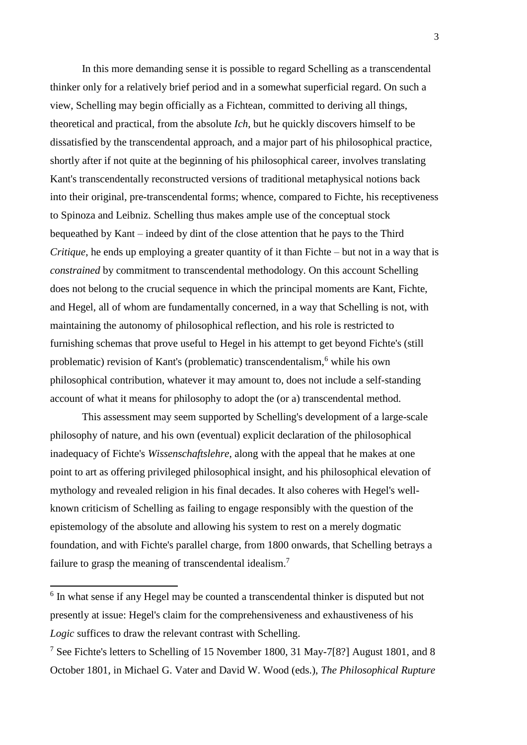In this more demanding sense it is possible to regard Schelling as a transcendental thinker only for a relatively brief period and in a somewhat superficial regard. On such a view, Schelling may begin officially as a Fichtean, committed to deriving all things, theoretical and practical, from the absolute *Ich*, but he quickly discovers himself to be dissatisfied by the transcendental approach, and a major part of his philosophical practice, shortly after if not quite at the beginning of his philosophical career, involves translating Kant's transcendentally reconstructed versions of traditional metaphysical notions back into their original, pre-transcendental forms; whence, compared to Fichte, his receptiveness to Spinoza and Leibniz. Schelling thus makes ample use of the conceptual stock bequeathed by Kant – indeed by dint of the close attention that he pays to the Third *Critique*, he ends up employing a greater quantity of it than Fichte – but not in a way that is *constrained* by commitment to transcendental methodology. On this account Schelling does not belong to the crucial sequence in which the principal moments are Kant, Fichte, and Hegel, all of whom are fundamentally concerned, in a way that Schelling is not, with maintaining the autonomy of philosophical reflection, and his role is restricted to furnishing schemas that prove useful to Hegel in his attempt to get beyond Fichte's (still problematic) revision of Kant's (problematic) transcendentalism,[6] while his own philosophical contribution, whatever it may amount to, does not include a self-standing account of what it means for philosophy to adopt the (or a) transcendental method.

This assessment may seem supported by Schelling's development of a large-scale philosophy of nature, and his own (eventual) explicit declaration of the philosophical inadequacy of Fichte's *Wissenschaftslehre*, along with the appeal that he makes at one point to art as offering privileged philosophical insight, and his philosophical elevation of mythology and revealed religion in his final decades. It also coheres with Hegel's well-known criticism of Schelling as failing to engage responsibly with the question of the epistemology of the absolute and allowing his system to rest on a merely dogmatic foundation, and with Fichte's parallel charge, from 1800 onwards, that Schelling betrays a failure to grasp the meaning of transcendental idealism.[7]

[6] In what sense if any Hegel may be counted a transcendental thinker is disputed but not presently at issue: Hegel's claim for the comprehensiveness and exhaustiveness of his *Logic* suffices to draw the relevant contrast with Schelling.

[7] See Fichte's letters to Schelling of 15 November 1800, 31 May-7[8?] August 1801, and 8 October 1801, in Michael G. Vater and David W. Wood (eds.), *The Philosophical Rupture*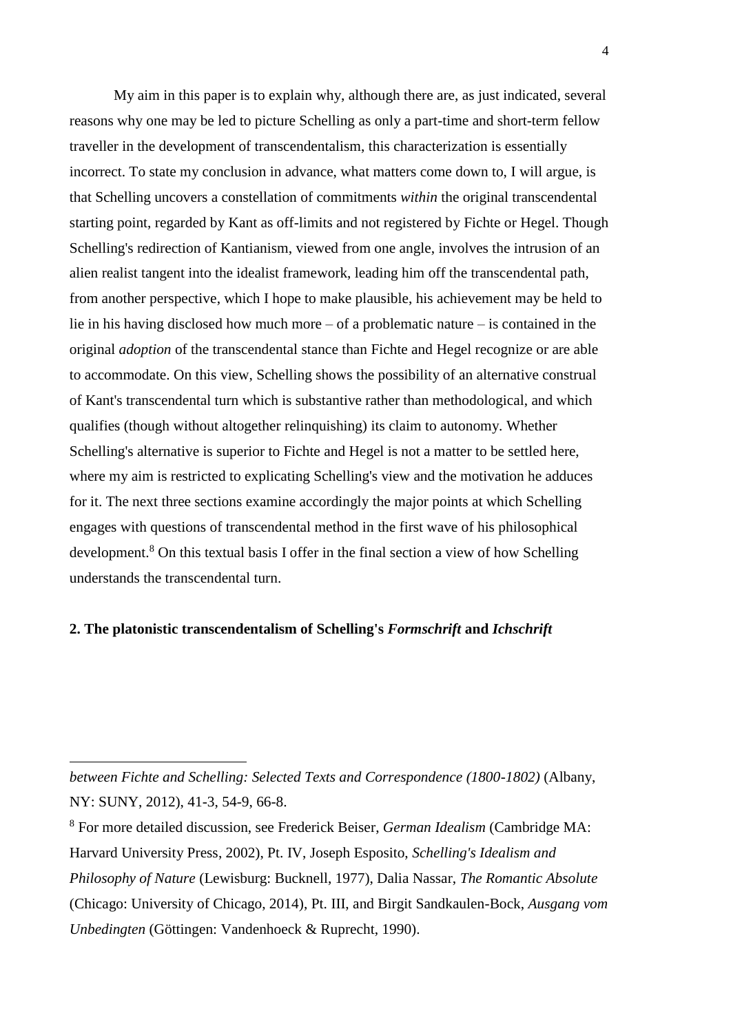My aim in this paper is to explain why, although there are, as just indicated, several reasons why one may be led to picture Schelling as only a part-time and short-term fellow traveller in the development of transcendentalism, this characterization is essentially incorrect. To state my conclusion in advance, what matters come down to, I will argue, is that Schelling uncovers a constellation of commitments *within* the original transcendental starting point, regarded by Kant as off-limits and not registered by Fichte or Hegel. Though Schelling's redirection of Kantianism, viewed from one angle, involves the intrusion of an alien realist tangent into the idealist framework, leading him off the transcendental path, from another perspective, which I hope to make plausible, his achievement may be held to lie in his having disclosed how much more – of a problematic nature – is contained in the original *adoption* of the transcendental stance than Fichte and Hegel recognize or are able to accommodate. On this view, Schelling shows the possibility of an alternative construal of Kant's transcendental turn which is substantive rather than methodological, and which qualifies (though without altogether relinquishing) its claim to autonomy. Whether Schelling's alternative is superior to Fichte and Hegel is not a matter to be settled here, where my aim is restricted to explicating Schelling's view and the motivation he adduces for it. The next three sections examine accordingly the major points at which Schelling engages with questions of transcendental method in the first wave of his philosophical development.[8] On this textual basis I offer in the final section a view of how Schelling understands the transcendental turn.

## 2. The platonistic transcendentalism of Schelling's *Formschrift* and *Ichschrift*

---

*between Fichte and Schelling: Selected Texts and Correspondence (1800-1802)* (Albany, NY: SUNY, 2012), 41-3, 54-9, 66-8.

[8] For more detailed discussion, see Frederick Beiser, *German Idealism* (Cambridge MA: Harvard University Press, 2002), Pt. IV, Joseph Esposito, *Schelling's Idealism and Philosophy of Nature* (Lewisburg: Bucknell, 1977), Dalia Nassar, *The Romantic Absolute* (Chicago: University of Chicago, 2014), Pt. III, and Birgit Sandkaulen-Bock, *Ausgang vom Unbedingten* (Göttingen: Vandenhoeck & Ruprecht, 1990).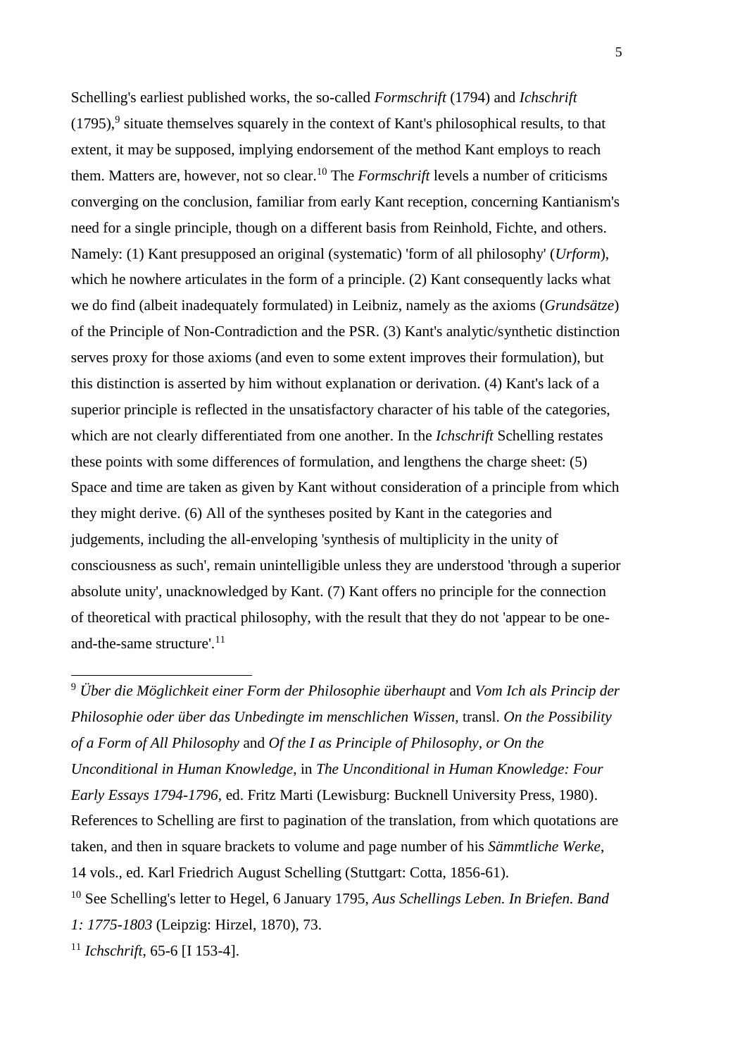Schelling's earliest published works, the so-called *Formschrift* (1794) and *Ichschrift* (1795),[9] situate themselves squarely in the context of Kant's philosophical results, to that extent, it may be supposed, implying endorsement of the method Kant employs to reach them. Matters are, however, not so clear.[10] The *Formschrift* levels a number of criticisms converging on the conclusion, familiar from early Kant reception, concerning Kantianism's need for a single principle, though on a different basis from Reinhold, Fichte, and others. Namely: (1) Kant presupposed an original (systematic) 'form of all philosophy' (*Urform*), which he nowhere articulates in the form of a principle. (2) Kant consequently lacks what we do find (albeit inadequately formulated) in Leibniz, namely as the axioms (*Grundsätze*) of the Principle of Non-Contradiction and the PSR. (3) Kant's analytic/synthetic distinction serves proxy for those axioms (and even to some extent improves their formulation), but this distinction is asserted by him without explanation or derivation. (4) Kant's lack of a superior principle is reflected in the unsatisfactory character of his table of the categories, which are not clearly differentiated from one another. In the *Ichschrift* Schelling restates these points with some differences of formulation, and lengthens the charge sheet: (5) Space and time are taken as given by Kant without consideration of a principle from which they might derive. (6) All of the syntheses posited by Kant in the categories and judgements, including the all-enveloping 'synthesis of multiplicity in the unity of consciousness as such', remain unintelligible unless they are understood 'through a superior absolute unity', unacknowledged by Kant. (7) Kant offers no principle for the connection of theoretical with practical philosophy, with the result that they do not 'appear to be one-and-the-same structure'.[11]

---

[9] *Über die Möglichkeit einer Form der Philosophie überhaupt* and *Vom Ich als Princip der Philosophie oder über das Unbedingte im menschlichen Wissen*, transl. *On the Possibility of a Form of All Philosophy* and *Of the I as Principle of Philosophy, or On the Unconditional in Human Knowledge*, in *The Unconditional in Human Knowledge: Four Early Essays 1794-1796*, ed. Fritz Marti (Lewisburg: Bucknell University Press, 1980). References to Schelling are first to pagination of the translation, from which quotations are taken, and then in square brackets to volume and page number of his *Sämmtliche Werke*, 14 vols., ed. Karl Friedrich August Schelling (Stuttgart: Cotta, 1856-61).

[10] See Schelling's letter to Hegel, 6 January 1795, *Aus Schellings Leben. In Briefen. Band 1: 1775-1803* (Leipzig: Hirzel, 1870), 73.

[11] *Ichschrift*, 65-6 [I 153-4].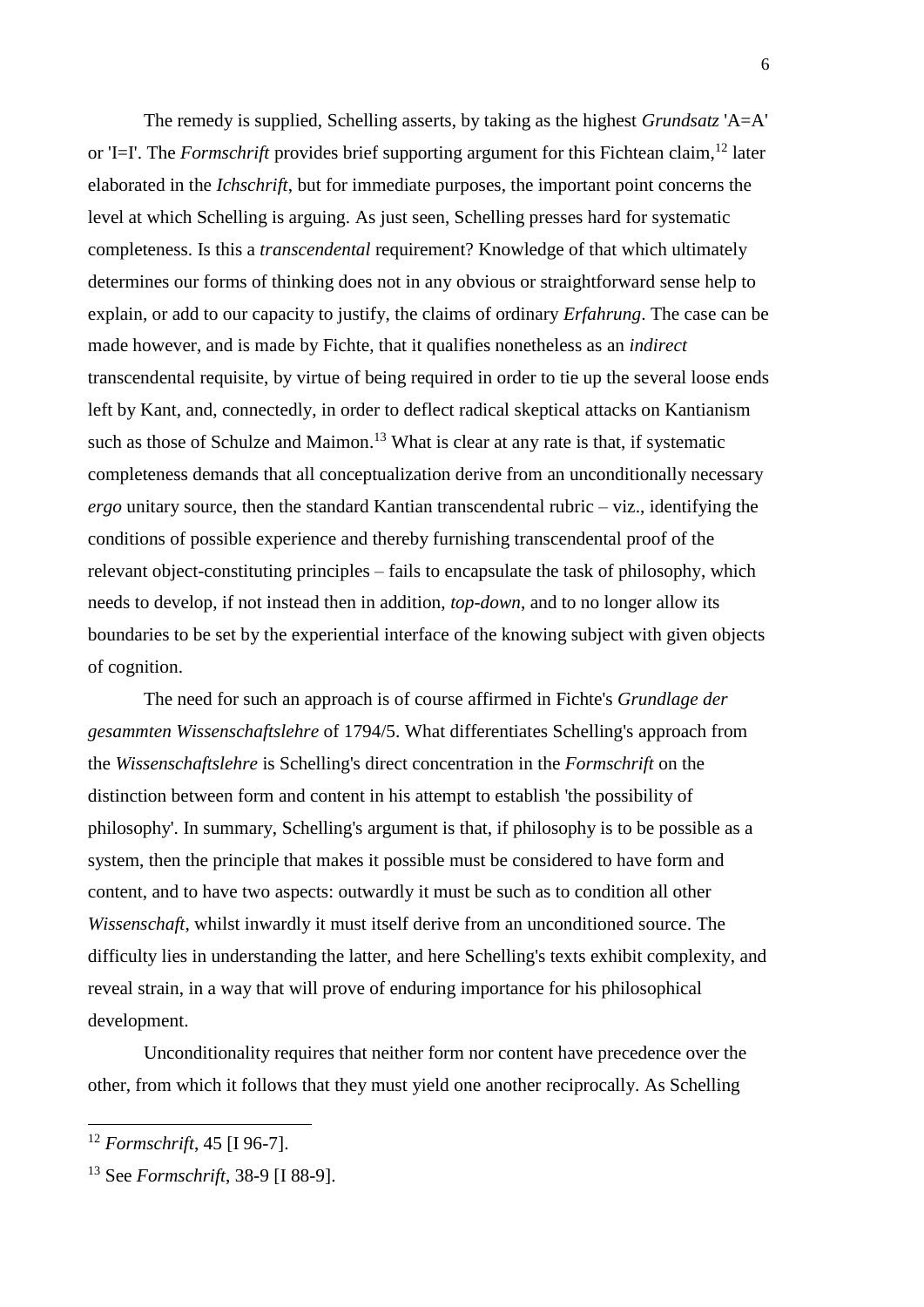The remedy is supplied, Schelling asserts, by taking as the highest *Grundsatz* 'A=A' or 'I=I'. The *Formschrift* provides brief supporting argument for this Fichtean claim,[12] later elaborated in the *Ichschrift*, but for immediate purposes, the important point concerns the level at which Schelling is arguing. As just seen, Schelling presses hard for systematic completeness. Is this a *transcendental* requirement? Knowledge of that which ultimately determines our forms of thinking does not in any obvious or straightforward sense help to explain, or add to our capacity to justify, the claims of ordinary *Erfahrung*. The case can be made however, and is made by Fichte, that it qualifies nonetheless as an *indirect* transcendental requisite, by virtue of being required in order to tie up the several loose ends left by Kant, and, connectedly, in order to deflect radical skeptical attacks on Kantianism such as those of Schulze and Maimon.[13] What is clear at any rate is that, if systematic completeness demands that all conceptualization derive from an unconditionally necessary *ergo* unitary source, then the standard Kantian transcendental rubric – viz., identifying the conditions of possible experience and thereby furnishing transcendental proof of the relevant object-constituting principles – fails to encapsulate the task of philosophy, which needs to develop, if not instead then in addition, *top-down*, and to no longer allow its boundaries to be set by the experiential interface of the knowing subject with given objects of cognition.

The need for such an approach is of course affirmed in Fichte's *Grundlage der gesammten Wissenschaftslehre* of 1794/5. What differentiates Schelling's approach from the *Wissenschaftslehre* is Schelling's direct concentration in the *Formschrift* on the distinction between form and content in his attempt to establish 'the possibility of philosophy'. In summary, Schelling's argument is that, if philosophy is to be possible as a system, then the principle that makes it possible must be considered to have form and content, and to have two aspects: outwardly it must be such as to condition all other *Wissenschaft*, whilst inwardly it must itself derive from an unconditioned source. The difficulty lies in understanding the latter, and here Schelling's texts exhibit complexity, and reveal strain, in a way that will prove of enduring importance for his philosophical development.

Unconditionality requires that neither form nor content have precedence over the other, from which it follows that they must yield one another reciprocally. As Schelling

---

[12] *Formschrift*, 45 [I 96-7].

[13] See *Formschrift*, 38-9 [I 88-9].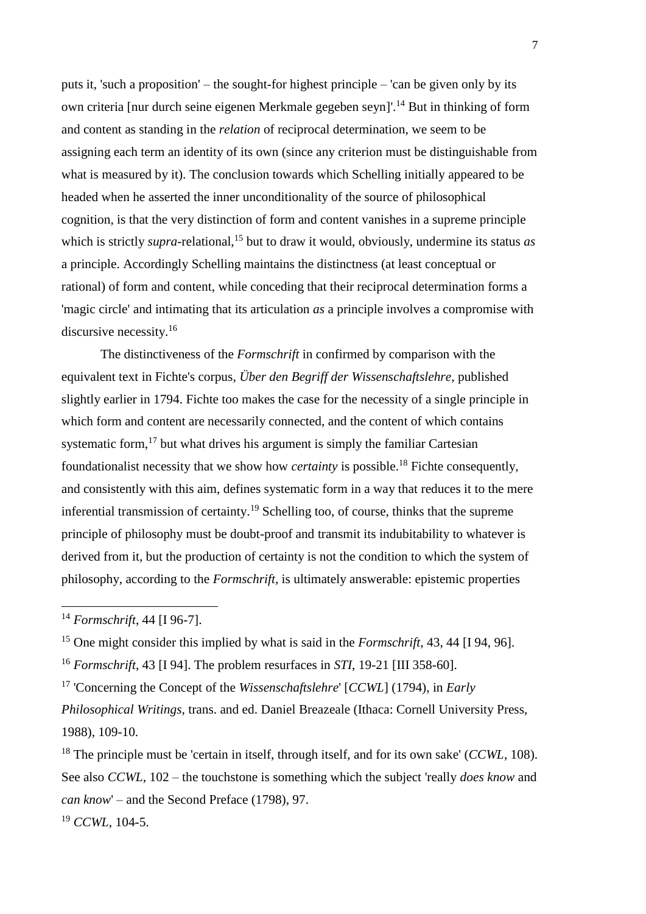puts it, 'such a proposition' – the sought-for highest principle – 'can be given only by its own criteria [nur durch seine eigenen Merkmale gegeben seyn]'.[14] But in thinking of form and content as standing in the *relation* of reciprocal determination, we seem to be assigning each term an identity of its own (since any criterion must be distinguishable from what is measured by it). The conclusion towards which Schelling initially appeared to be headed when he asserted the inner unconditionality of the source of philosophical cognition, is that the very distinction of form and content vanishes in a supreme principle which is strictly *supra*-relational,[15] but to draw it would, obviously, undermine its status *as* a principle. Accordingly Schelling maintains the distinctness (at least conceptual or rational) of form and content, while conceding that their reciprocal determination forms a 'magic circle' and intimating that its articulation *as* a principle involves a compromise with discursive necessity.[16]

The distinctiveness of the *Formschrift* in confirmed by comparison with the equivalent text in Fichte's corpus, *Über den Begriff der Wissenschaftslehre*, published slightly earlier in 1794. Fichte too makes the case for the necessity of a single principle in which form and content are necessarily connected, and the content of which contains systematic form,[17] but what drives his argument is simply the familiar Cartesian foundationalist necessity that we show how *certainty* is possible.[18] Fichte consequently, and consistently with this aim, defines systematic form in a way that reduces it to the mere inferential transmission of certainty.[19] Schelling too, of course, thinks that the supreme principle of philosophy must be doubt-proof and transmit its indubitability to whatever is derived from it, but the production of certainty is not the condition to which the system of philosophy, according to the *Formschrift*, is ultimately answerable: epistemic properties

---

[14] *Formschrift*, 44 [I 96-7].

[15] One might consider this implied by what is said in the *Formschrift*, 43, 44 [I 94, 96].

[16] *Formschrift*, 43 [I 94]. The problem resurfaces in *STI*, 19-21 [III 358-60].

[17] 'Concerning the Concept of the *Wissenschaftslehre*' [*CCWL*] (1794), in *Early Philosophical Writings*, trans. and ed. Daniel Breazeale (Ithaca: Cornell University Press, 1988), 109-10.

[18] The principle must be 'certain in itself, through itself, and for its own sake' (*CCWL*, 108). See also *CCWL*, 102 – the touchstone is something which the subject 'really *does know* and *can know*' – and the Second Preface (1798), 97.

[19] *CCWL*, 104-5.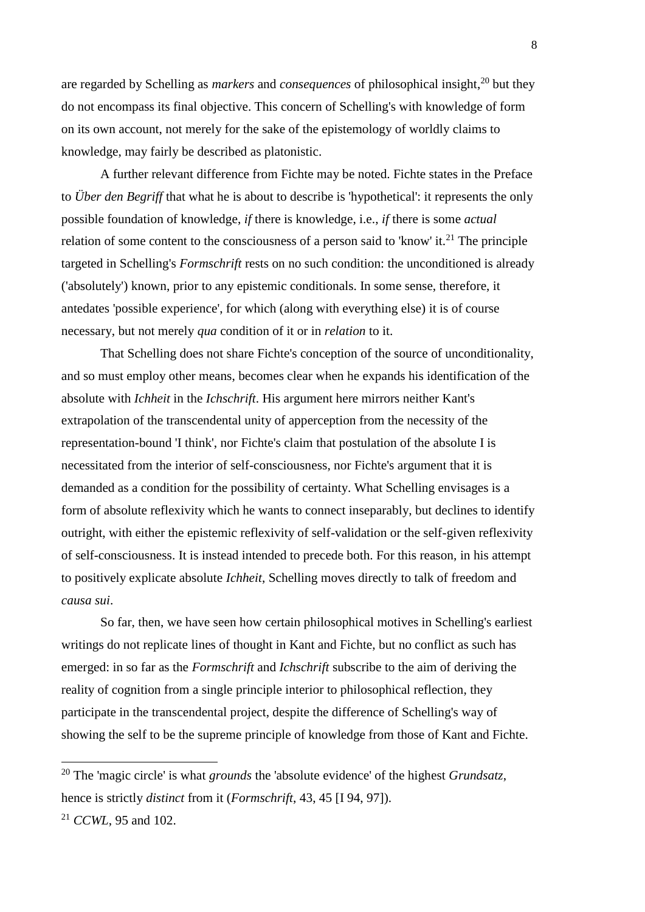are regarded by Schelling as *markers* and *consequences* of philosophical insight,[20] but they do not encompass its final objective. This concern of Schelling's with knowledge of form on its own account, not merely for the sake of the epistemology of worldly claims to knowledge, may fairly be described as platonistic.

A further relevant difference from Fichte may be noted. Fichte states in the Preface to *Über den Begriff* that what he is about to describe is 'hypothetical': it represents the only possible foundation of knowledge, *if* there is knowledge, i.e., *if* there is some *actual* relation of some content to the consciousness of a person said to 'know' it.[21] The principle targeted in Schelling's *Formschrift* rests on no such condition: the unconditioned is already ('absolutely') known, prior to any epistemic conditionals. In some sense, therefore, it antedates 'possible experience', for which (along with everything else) it is of course necessary, but not merely *qua* condition of it or in *relation* to it.

That Schelling does not share Fichte's conception of the source of unconditionality, and so must employ other means, becomes clear when he expands his identification of the absolute with *Ichheit* in the *Ichschrift*. His argument here mirrors neither Kant's extrapolation of the transcendental unity of apperception from the necessity of the representation-bound 'I think', nor Fichte's claim that postulation of the absolute I is necessitated from the interior of self-consciousness, nor Fichte's argument that it is demanded as a condition for the possibility of certainty. What Schelling envisages is a form of absolute reflexivity which he wants to connect inseparably, but declines to identify outright, with either the epistemic reflexivity of self-validation or the self-given reflexivity of self-consciousness. It is instead intended to precede both. For this reason, in his attempt to positively explicate absolute *Ichheit*, Schelling moves directly to talk of freedom and *causa sui*.

So far, then, we have seen how certain philosophical motives in Schelling's earliest writings do not replicate lines of thought in Kant and Fichte, but no conflict as such has emerged: in so far as the *Formschrift* and *Ichschrift* subscribe to the aim of deriving the reality of cognition from a single principle interior to philosophical reflection, they participate in the transcendental project, despite the difference of Schelling's way of showing the self to be the supreme principle of knowledge from those of Kant and Fichte.

---

[20] The 'magic circle' is what *grounds* the 'absolute evidence' of the highest *Grundsatz*, hence is strictly *distinct* from it (*Formschrift*, 43, 45 [I 94, 97]).

[21] *CCWL*, 95 and 102.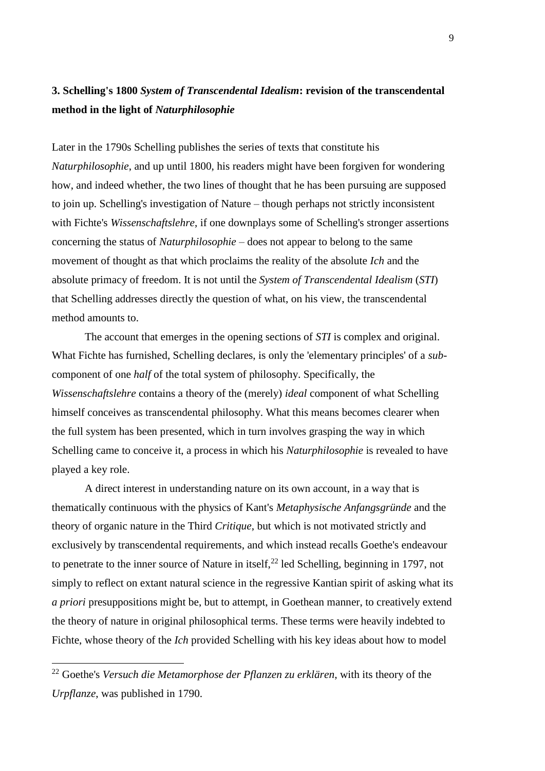### 3. Schelling's 1800 *System of Transcendental Idealism*: revision of the transcendental method in the light of *Naturphilosophie*

Later in the 1790s Schelling publishes the series of texts that constitute his *Naturphilosophie*, and up until 1800, his readers might have been forgiven for wondering how, and indeed whether, the two lines of thought that he has been pursuing are supposed to join up. Schelling's investigation of Nature – though perhaps not strictly inconsistent with Fichte's *Wissenschaftslehre*, if one downplays some of Schelling's stronger assertions concerning the status of *Naturphilosophie* – does not appear to belong to the same movement of thought as that which proclaims the reality of the absolute *Ich* and the absolute primacy of freedom. It is not until the *System of Transcendental Idealism* (*STI*) that Schelling addresses directly the question of what, on his view, the transcendental method amounts to.

The account that emerges in the opening sections of *STI* is complex and original. What Fichte has furnished, Schelling declares, is only the 'elementary principles' of a *sub*-component of one *half* of the total system of philosophy. Specifically, the *Wissenschaftslehre* contains a theory of the (merely) *ideal* component of what Schelling himself conceives as transcendental philosophy. What this means becomes clearer when the full system has been presented, which in turn involves grasping the way in which Schelling came to conceive it, a process in which his *Naturphilosophie* is revealed to have played a key role.

A direct interest in understanding nature on its own account, in a way that is thematically continuous with the physics of Kant's *Metaphysische Anfangsgründe* and the theory of organic nature in the Third *Critique*, but which is not motivated strictly and exclusively by transcendental requirements, and which instead recalls Goethe's endeavour to penetrate to the inner source of Nature in itself,[22] led Schelling, beginning in 1797, not simply to reflect on extant natural science in the regressive Kantian spirit of asking what its *a priori* presuppositions might be, but to attempt, in Goethean manner, to creatively extend the theory of nature in original philosophical terms. These terms were heavily indebted to Fichte, whose theory of the *Ich* provided Schelling with his key ideas about how to model

[22] Goethe's *Versuch die Metamorphose der Pflanzen zu erklären*, with its theory of the *Urpflanze*, was published in 1790.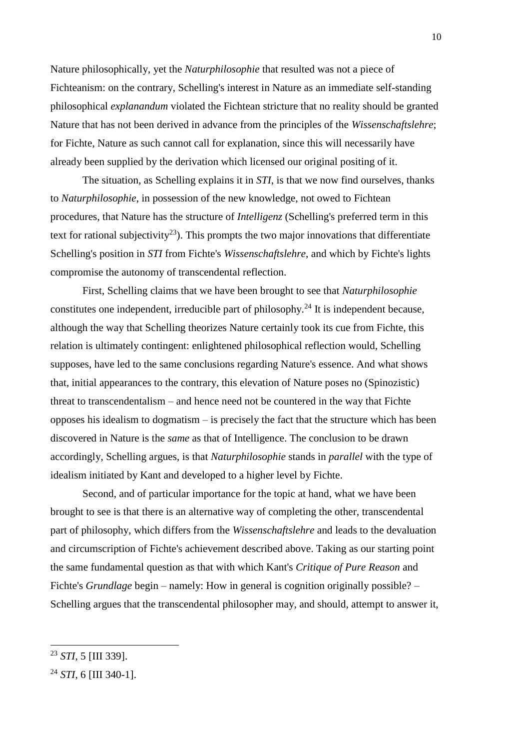Nature philosophically, yet the *Naturphilosophie* that resulted was not a piece of Fichteanism: on the contrary, Schelling's interest in Nature as an immediate self-standing philosophical *explanandum* violated the Fichtean stricture that no reality should be granted Nature that has not been derived in advance from the principles of the *Wissenschaftslehre*; for Fichte, Nature as such cannot call for explanation, since this will necessarily have already been supplied by the derivation which licensed our original positing of it.

The situation, as Schelling explains it in *STI*, is that we now find ourselves, thanks to *Naturphilosophie*, in possession of the new knowledge, not owed to Fichtean procedures, that Nature has the structure of *Intelligenz* (Schelling's preferred term in this text for rational subjectivity[23]). This prompts the two major innovations that differentiate Schelling's position in *STI* from Fichte's *Wissenschaftslehre*, and which by Fichte's lights compromise the autonomy of transcendental reflection.

First, Schelling claims that we have been brought to see that *Naturphilosophie* constitutes one independent, irreducible part of philosophy.[24] It is independent because, although the way that Schelling theorizes Nature certainly took its cue from Fichte, this relation is ultimately contingent: enlightened philosophical reflection would, Schelling supposes, have led to the same conclusions regarding Nature's essence. And what shows that, initial appearances to the contrary, this elevation of Nature poses no (Spinozistic) threat to transcendentalism – and hence need not be countered in the way that Fichte opposes his idealism to dogmatism – is precisely the fact that the structure which has been discovered in Nature is the *same* as that of Intelligence. The conclusion to be drawn accordingly, Schelling argues, is that *Naturphilosophie* stands in *parallel* with the type of idealism initiated by Kant and developed to a higher level by Fichte.

Second, and of particular importance for the topic at hand, what we have been brought to see is that there is an alternative way of completing the other, transcendental part of philosophy, which differs from the *Wissenschaftslehre* and leads to the devaluation and circumscription of Fichte's achievement described above. Taking as our starting point the same fundamental question as that with which Kant's *Critique of Pure Reason* and Fichte's *Grundlage* begin – namely: How in general is cognition originally possible? – Schelling argues that the transcendental philosopher may, and should, attempt to answer it,

---

[23] *STI*, 5 [III 339].

[24] *STI*, 6 [III 340-1].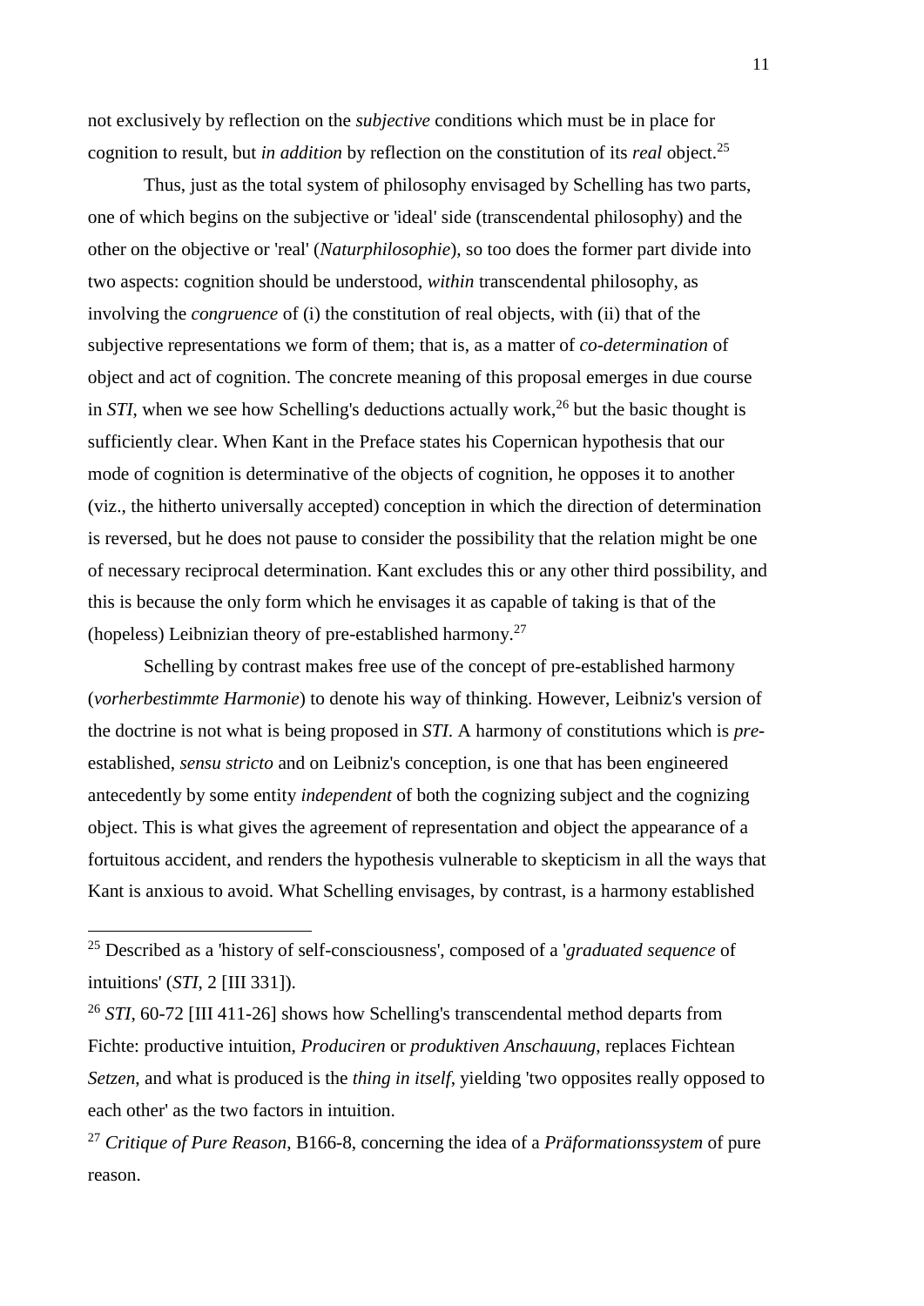not exclusively by reflection on the *subjective* conditions which must be in place for cognition to result, but *in addition* by reflection on the constitution of its *real* object.[25]

Thus, just as the total system of philosophy envisaged by Schelling has two parts, one of which begins on the subjective or 'ideal' side (transcendental philosophy) and the other on the objective or 'real' (*Naturphilosophie*), so too does the former part divide into two aspects: cognition should be understood, *within* transcendental philosophy, as involving the *congruence* of (i) the constitution of real objects, with (ii) that of the subjective representations we form of them; that is, as a matter of *co-determination* of object and act of cognition. The concrete meaning of this proposal emerges in due course in *STI*, when we see how Schelling's deductions actually work,[26] but the basic thought is sufficiently clear. When Kant in the Preface states his Copernican hypothesis that our mode of cognition is determinative of the objects of cognition, he opposes it to another (viz., the hitherto universally accepted) conception in which the direction of determination is reversed, but he does not pause to consider the possibility that the relation might be one of necessary reciprocal determination. Kant excludes this or any other third possibility, and this is because the only form which he envisages it as capable of taking is that of the (hopeless) Leibnizian theory of pre-established harmony.[27]

Schelling by contrast makes free use of the concept of pre-established harmony (*vorherbestimmte Harmonie*) to denote his way of thinking. However, Leibniz's version of the doctrine is not what is being proposed in *STI*. A harmony of constitutions which is *pre*-established, *sensu stricto* and on Leibniz's conception, is one that has been engineered antecedently by some entity *independent* of both the cognizing subject and the cognizing object. This is what gives the agreement of representation and object the appearance of a fortuitous accident, and renders the hypothesis vulnerable to skepticism in all the ways that Kant is anxious to avoid. What Schelling envisages, by contrast, is a harmony established

---

[25] Described as a 'history of self-consciousness', composed of a '*graduated sequence* of intuitions' (*STI*, 2 [III 331]).

[26] *STI*, 60-72 [III 411-26] shows how Schelling's transcendental method departs from Fichte: productive intuition, *Produciren* or *produktiven Anschauung*, replaces Fichtean *Setzen*, and what is produced is the *thing in itself*, yielding 'two opposites really opposed to each other' as the two factors in intuition.

[27] *Critique of Pure Reason*, B166-8, concerning the idea of a *Präformationssystem* of pure reason.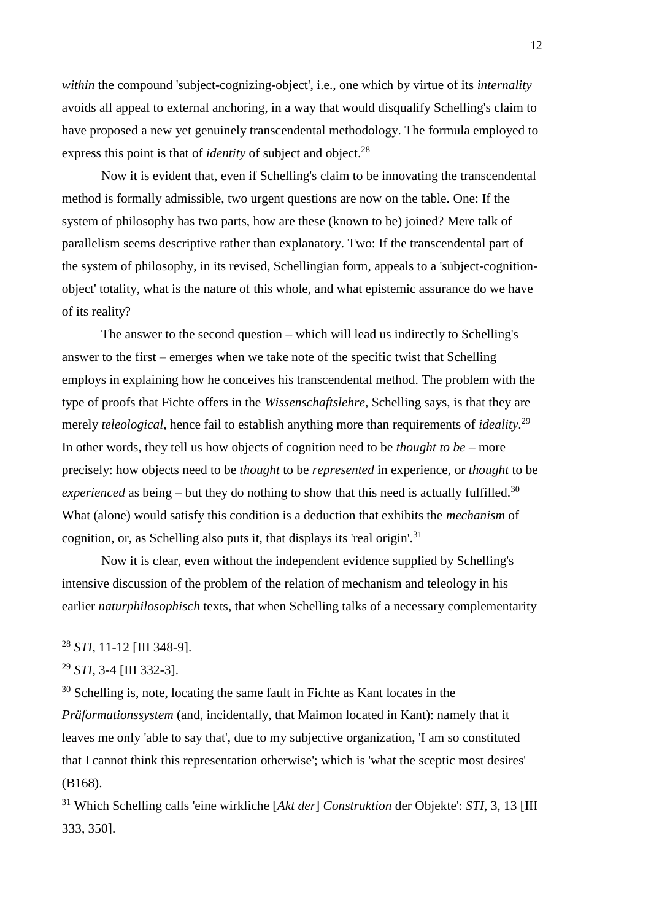*within* the compound 'subject-cognizing-object', i.e., one which by virtue of its *internality* avoids all appeal to external anchoring, in a way that would disqualify Schelling's claim to have proposed a new yet genuinely transcendental methodology. The formula employed to express this point is that of *identity* of subject and object.[28]

Now it is evident that, even if Schelling's claim to be innovating the transcendental method is formally admissible, two urgent questions are now on the table. One: If the system of philosophy has two parts, how are these (known to be) joined? Mere talk of parallelism seems descriptive rather than explanatory. Two: If the transcendental part of the system of philosophy, in its revised, Schellingian form, appeals to a 'subject-cognition-object' totality, what is the nature of this whole, and what epistemic assurance do we have of its reality?

The answer to the second question – which will lead us indirectly to Schelling's answer to the first – emerges when we take note of the specific twist that Schelling employs in explaining how he conceives his transcendental method. The problem with the type of proofs that Fichte offers in the *Wissenschaftslehre*, Schelling says, is that they are merely *teleological*, hence fail to establish anything more than requirements of *ideality*.[29] In other words, they tell us how objects of cognition need to be *thought to be* – more precisely: how objects need to be *thought* to be *represented* in experience, or *thought* to be *experienced* as being – but they do nothing to show that this need is actually fulfilled.[30] What (alone) would satisfy this condition is a deduction that exhibits the *mechanism* of cognition, or, as Schelling also puts it, that displays its 'real origin'.[31]

Now it is clear, even without the independent evidence supplied by Schelling's intensive discussion of the problem of the relation of mechanism and teleology in his earlier *naturphilosophisch* texts, that when Schelling talks of a necessary complementarity

---

[28] *STI*, 11-12 [III 348-9].

[29] *STI*, 3-4 [III 332-3].

[30] Schelling is, note, locating the same fault in Fichte as Kant locates in the *Präformationssystem* (and, incidentally, that Maimon located in Kant): namely that it leaves me only 'able to say that', due to my subjective organization, 'I am so constituted that I cannot think this representation otherwise'; which is 'what the sceptic most desires' (B168).

[31] Which Schelling calls 'eine wirkliche [*Akt der*] *Construktion* der Objekte': *STI*, 3, 13 [III 333, 350].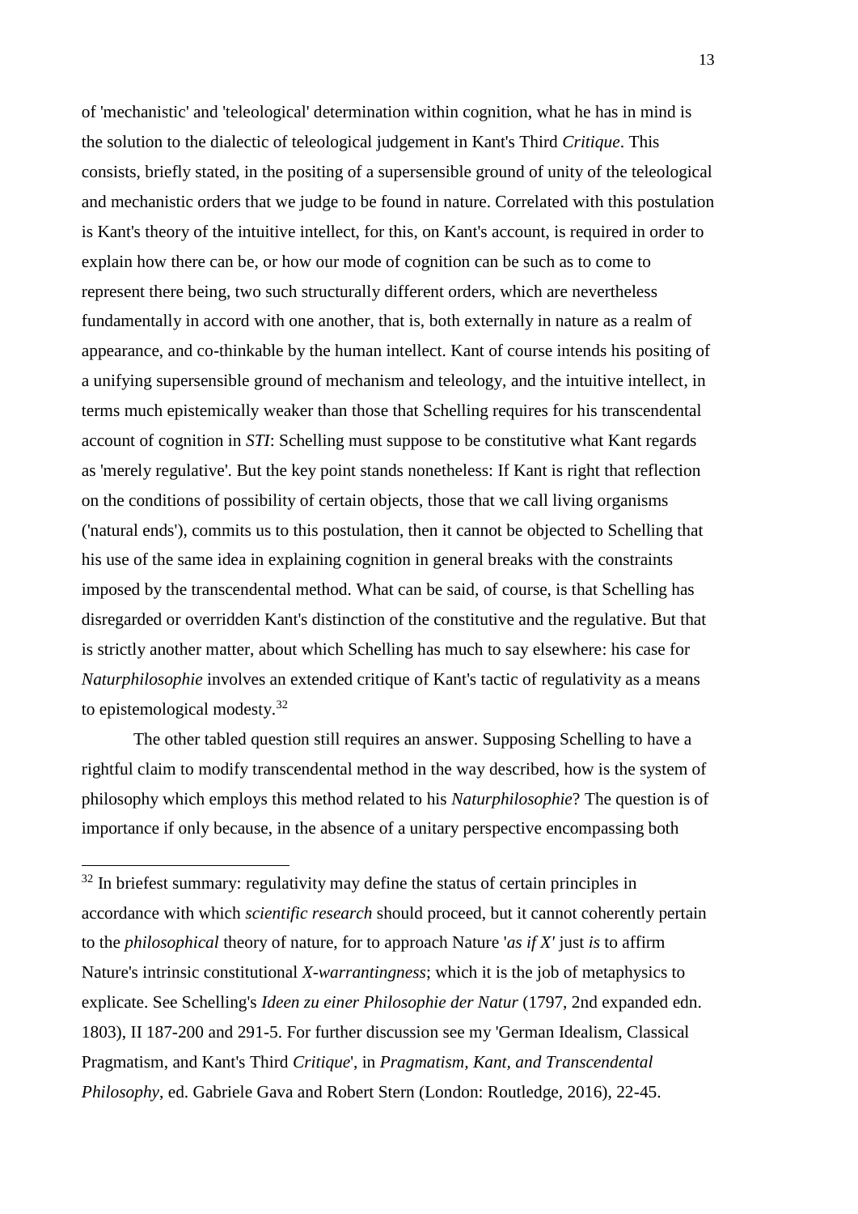of 'mechanistic' and 'teleological' determination within cognition, what he has in mind is the solution to the dialectic of teleological judgement in Kant's Third *Critique*. This consists, briefly stated, in the positing of a supersensible ground of unity of the teleological and mechanistic orders that we judge to be found in nature. Correlated with this postulation is Kant's theory of the intuitive intellect, for this, on Kant's account, is required in order to explain how there can be, or how our mode of cognition can be such as to come to represent there being, two such structurally different orders, which are nevertheless fundamentally in accord with one another, that is, both externally in nature as a realm of appearance, and co-thinkable by the human intellect. Kant of course intends his positing of a unifying supersensible ground of mechanism and teleology, and the intuitive intellect, in terms much epistemically weaker than those that Schelling requires for his transcendental account of cognition in *STI*: Schelling must suppose to be constitutive what Kant regards as 'merely regulative'. But the key point stands nonetheless: If Kant is right that reflection on the conditions of possibility of certain objects, those that we call living organisms ('natural ends'), commits us to this postulation, then it cannot be objected to Schelling that his use of the same idea in explaining cognition in general breaks with the constraints imposed by the transcendental method. What can be said, of course, is that Schelling has disregarded or overridden Kant's distinction of the constitutive and the regulative. But that is strictly another matter, about which Schelling has much to say elsewhere: his case for *Naturphilosophie* involves an extended critique of Kant's tactic of regulativity as a means to epistemological modesty.[32]

The other tabled question still requires an answer. Supposing Schelling to have a rightful claim to modify transcendental method in the way described, how is the system of philosophy which employs this method related to his *Naturphilosophie*? The question is of importance if only because, in the absence of a unitary perspective encompassing both

---

[32] In briefest summary: regulativity may define the status of certain principles in accordance with which *scientific research* should proceed, but it cannot coherently pertain to the *philosophical* theory of nature, for to approach Nature '*as if X'* just *is* to affirm Nature's intrinsic constitutional *X-warrantingness*; which it is the job of metaphysics to explicate. See Schelling's *Ideen zu einer Philosophie der Natur* (1797, 2nd expanded edn. 1803), II 187-200 and 291-5. For further discussion see my 'German Idealism, Classical Pragmatism, and Kant's Third *Critique*', in *Pragmatism, Kant, and Transcendental Philosophy*, ed. Gabriele Gava and Robert Stern (London: Routledge, 2016), 22-45.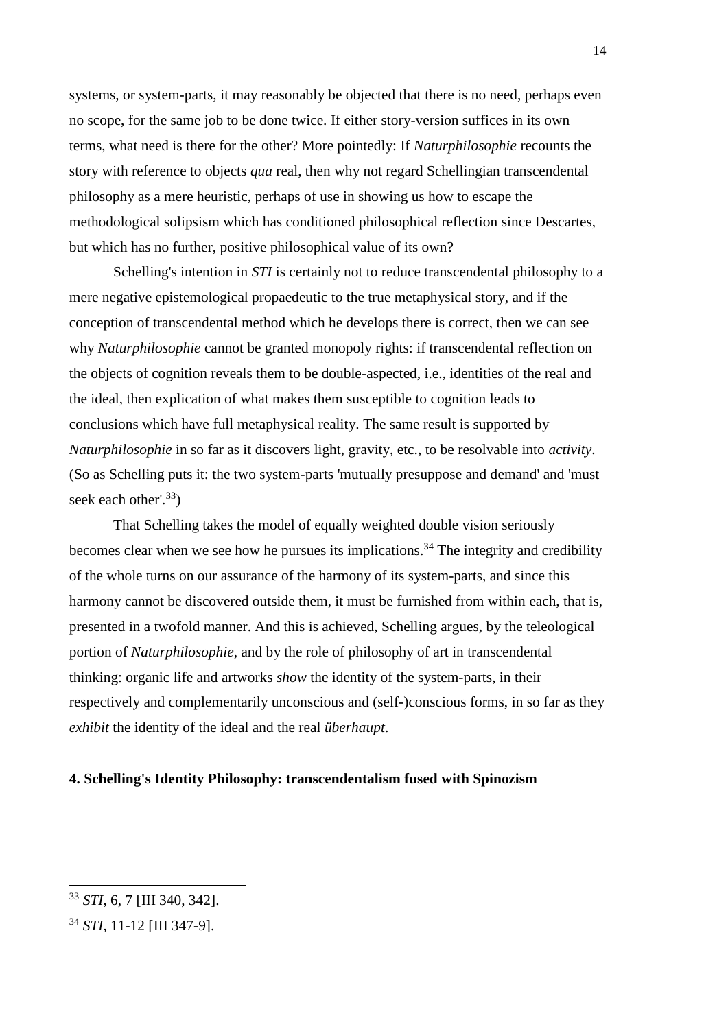systems, or system-parts, it may reasonably be objected that there is no need, perhaps even no scope, for the same job to be done twice. If either story-version suffices in its own terms, what need is there for the other? More pointedly: If *Naturphilosophie* recounts the story with reference to objects *qua* real, then why not regard Schellingian transcendental philosophy as a mere heuristic, perhaps of use in showing us how to escape the methodological solipsism which has conditioned philosophical reflection since Descartes, but which has no further, positive philosophical value of its own?

Schelling's intention in *STI* is certainly not to reduce transcendental philosophy to a mere negative epistemological propaedeutic to the true metaphysical story, and if the conception of transcendental method which he develops there is correct, then we can see why *Naturphilosophie* cannot be granted monopoly rights: if transcendental reflection on the objects of cognition reveals them to be double-aspected, i.e., identities of the real and the ideal, then explication of what makes them susceptible to cognition leads to conclusions which have full metaphysical reality. The same result is supported by *Naturphilosophie* in so far as it discovers light, gravity, etc., to be resolvable into *activity*. (So as Schelling puts it: the two system-parts 'mutually presuppose and demand' and 'must seek each other'.[33])

That Schelling takes the model of equally weighted double vision seriously becomes clear when we see how he pursues its implications.[34] The integrity and credibility of the whole turns on our assurance of the harmony of its system-parts, and since this harmony cannot be discovered outside them, it must be furnished from within each, that is, presented in a twofold manner. And this is achieved, Schelling argues, by the teleological portion of *Naturphilosophie*, and by the role of philosophy of art in transcendental thinking: organic life and artworks *show* the identity of the system-parts, in their respectively and complementarily unconscious and (self-)conscious forms, in so far as they *exhibit* the identity of the ideal and the real *überhaupt*.

**4. Schelling's Identity Philosophy: transcendentalism fused with Spinozism**

---

[33] *STI*, 6, 7 [III 340, 342].

[34] *STI*, 11-12 [III 347-9].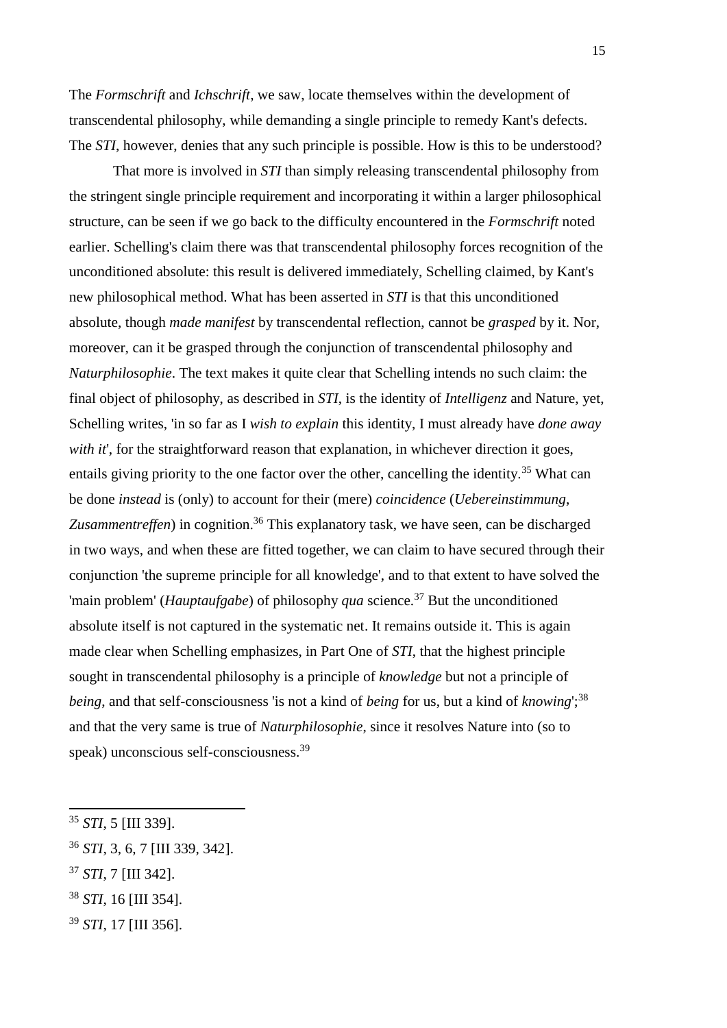The *Formschrift* and *Ichschrift*, we saw, locate themselves within the development of transcendental philosophy, while demanding a single principle to remedy Kant's defects. The *STI*, however, denies that any such principle is possible. How is this to be understood?

That more is involved in *STI* than simply releasing transcendental philosophy from the stringent single principle requirement and incorporating it within a larger philosophical structure, can be seen if we go back to the difficulty encountered in the *Formschrift* noted earlier. Schelling's claim there was that transcendental philosophy forces recognition of the unconditioned absolute: this result is delivered immediately, Schelling claimed, by Kant's new philosophical method. What has been asserted in *STI* is that this unconditioned absolute, though *made manifest* by transcendental reflection, cannot be *grasped* by it. Nor, moreover, can it be grasped through the conjunction of transcendental philosophy and *Naturphilosophie*. The text makes it quite clear that Schelling intends no such claim: the final object of philosophy, as described in *STI*, is the identity of *Intelligenz* and Nature, yet, Schelling writes, 'in so far as I *wish to explain* this identity, I must already have *done away with it*', for the straightforward reason that explanation, in whichever direction it goes, entails giving priority to the one factor over the other, cancelling the identity.[35] What can be done *instead* is (only) to account for their (mere) *coincidence* (*Uebereinstimmung*, *Zusammentreffen*) in cognition.[36] This explanatory task, we have seen, can be discharged in two ways, and when these are fitted together, we can claim to have secured through their conjunction 'the supreme principle for all knowledge', and to that extent to have solved the 'main problem' (*Hauptaufgabe*) of philosophy *qua* science.[37] But the unconditioned absolute itself is not captured in the systematic net. It remains outside it. This is again made clear when Schelling emphasizes, in Part One of *STI*, that the highest principle sought in transcendental philosophy is a principle of *knowledge* but not a principle of *being*, and that self-consciousness 'is not a kind of *being* for us, but a kind of *knowing*';[38] and that the very same is true of *Naturphilosophie*, since it resolves Nature into (so to speak) unconscious self-consciousness.[39]

---

[35] *STI*, 5 [III 339].

[36] *STI*, 3, 6, 7 [III 339, 342].

[37] *STI*, 7 [III 342].

[38] *STI*, 16 [III 354].

[39] *STI*, 17 [III 356].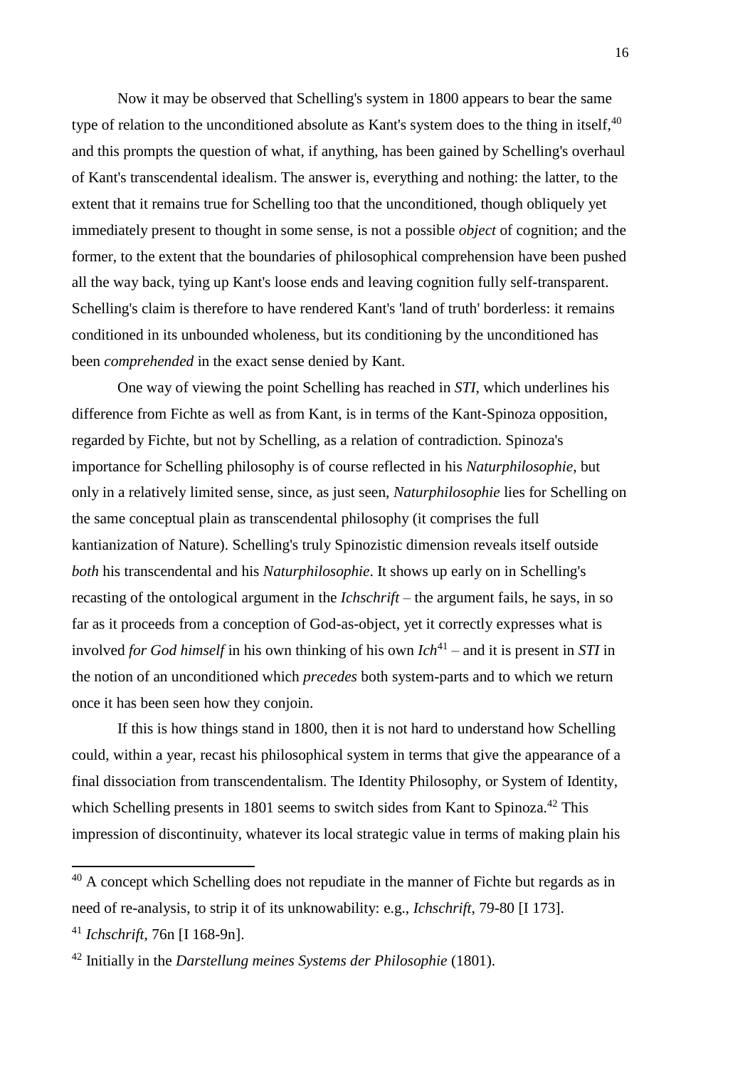Now it may be observed that Schelling's system in 1800 appears to bear the same type of relation to the unconditioned absolute as Kant's system does to the thing in itself,[40] and this prompts the question of what, if anything, has been gained by Schelling's overhaul of Kant's transcendental idealism. The answer is, everything and nothing: the latter, to the extent that it remains true for Schelling too that the unconditioned, though obliquely yet immediately present to thought in some sense, is not a possible *object* of cognition; and the former, to the extent that the boundaries of philosophical comprehension have been pushed all the way back, tying up Kant's loose ends and leaving cognition fully self-transparent. Schelling's claim is therefore to have rendered Kant's 'land of truth' borderless: it remains conditioned in its unbounded wholeness, but its conditioning by the unconditioned has been *comprehended* in the exact sense denied by Kant.

One way of viewing the point Schelling has reached in *STI*, which underlines his difference from Fichte as well as from Kant, is in terms of the Kant-Spinoza opposition, regarded by Fichte, but not by Schelling, as a relation of contradiction. Spinoza's importance for Schelling philosophy is of course reflected in his *Naturphilosophie*, but only in a relatively limited sense, since, as just seen, *Naturphilosophie* lies for Schelling on the same conceptual plain as transcendental philosophy (it comprises the full kantianization of Nature). Schelling's truly Spinozistic dimension reveals itself outside *both* his transcendental and his *Naturphilosophie*. It shows up early on in Schelling's recasting of the ontological argument in the *Ichschrift* – the argument fails, he says, in so far as it proceeds from a conception of God-as-object, yet it correctly expresses what is involved *for God himself* in his own thinking of his own *Ich*[41] – and it is present in *STI* in the notion of an unconditioned which *precedes* both system-parts and to which we return once it has been seen how they conjoin.

If this is how things stand in 1800, then it is not hard to understand how Schelling could, within a year, recast his philosophical system in terms that give the appearance of a final dissociation from transcendentalism. The Identity Philosophy, or System of Identity, which Schelling presents in 1801 seems to switch sides from Kant to Spinoza.[42] This impression of discontinuity, whatever its local strategic value in terms of making plain his

---

[40] A concept which Schelling does not repudiate in the manner of Fichte but regards as in need of re-analysis, to strip it of its unknowability: e.g., *Ichschrift*, 79-80 [I 173].

[41] *Ichschrift*, 76n [I 168-9n].

[42] Initially in the *Darstellung meines Systems der Philosophie* (1801).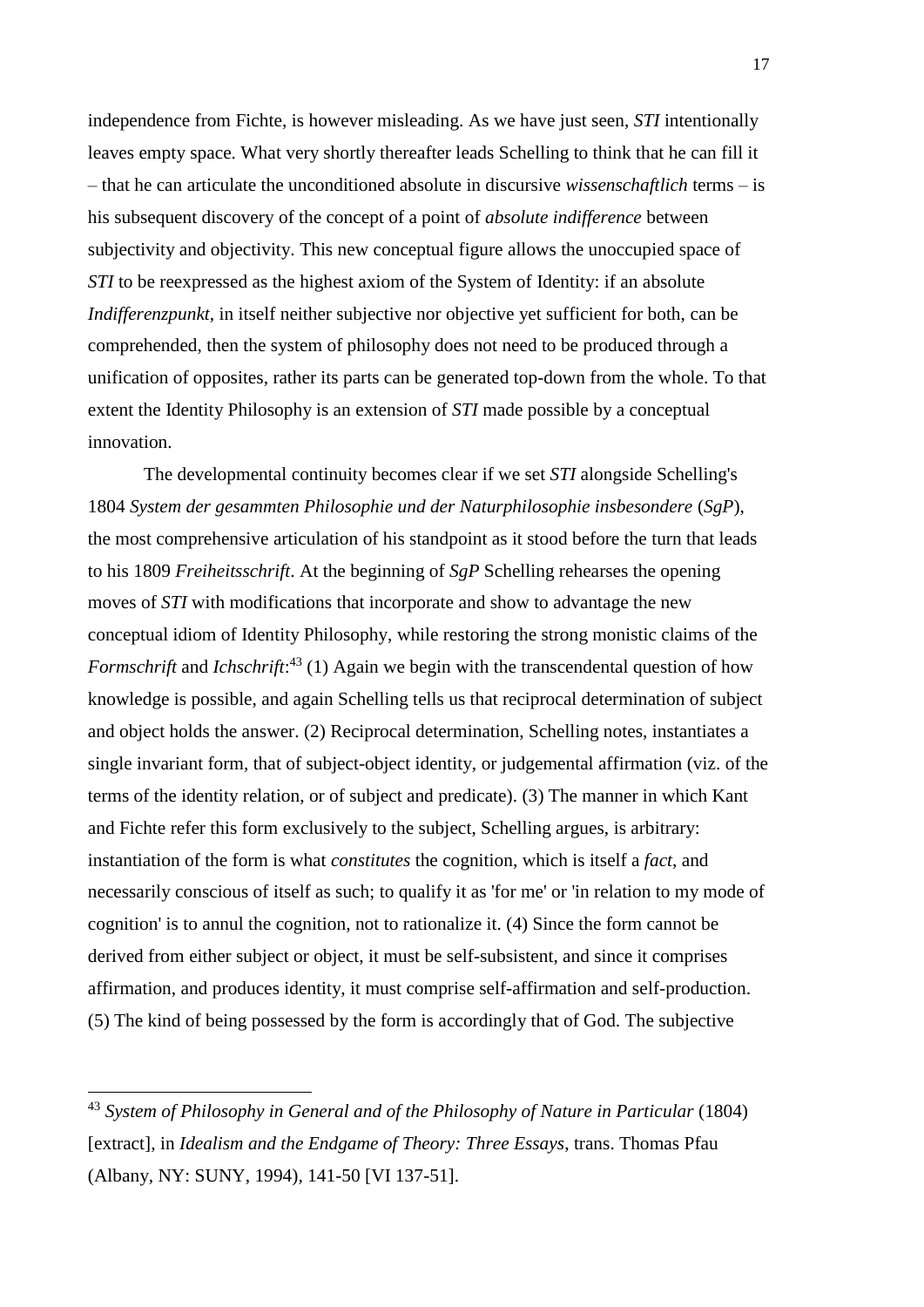independence from Fichte, is however misleading. As we have just seen, *STI* intentionally leaves empty space. What very shortly thereafter leads Schelling to think that he can fill it – that he can articulate the unconditioned absolute in discursive *wissenschaftlich* terms – is his subsequent discovery of the concept of a point of *absolute indifference* between subjectivity and objectivity. This new conceptual figure allows the unoccupied space of *STI* to be reexpressed as the highest axiom of the System of Identity: if an absolute *Indifferenzpunkt*, in itself neither subjective nor objective yet sufficient for both, can be comprehended, then the system of philosophy does not need to be produced through a unification of opposites, rather its parts can be generated top-down from the whole. To that extent the Identity Philosophy is an extension of *STI* made possible by a conceptual innovation.

The developmental continuity becomes clear if we set *STI* alongside Schelling's 1804 *System der gesammten Philosophie und der Naturphilosophie insbesondere* (*SgP*), the most comprehensive articulation of his standpoint as it stood before the turn that leads to his 1809 *Freiheitsschrift*. At the beginning of *SgP* Schelling rehearses the opening moves of *STI* with modifications that incorporate and show to advantage the new conceptual idiom of Identity Philosophy, while restoring the strong monistic claims of the *Formschrift* and *Ichschrift*:[43] (1) Again we begin with the transcendental question of how knowledge is possible, and again Schelling tells us that reciprocal determination of subject and object holds the answer. (2) Reciprocal determination, Schelling notes, instantiates a single invariant form, that of subject-object identity, or judgemental affirmation (viz. of the terms of the identity relation, or of subject and predicate). (3) The manner in which Kant and Fichte refer this form exclusively to the subject, Schelling argues, is arbitrary: instantiation of the form is what *constitutes* the cognition, which is itself a *fact*, and necessarily conscious of itself as such; to qualify it as 'for me' or 'in relation to my mode of cognition' is to annul the cognition, not to rationalize it. (4) Since the form cannot be derived from either subject or object, it must be self-subsistent, and since it comprises affirmation, and produces identity, it must comprise self-affirmation and self-production. (5) The kind of being possessed by the form is accordingly that of God. The subjective

---

[43] *System of Philosophy in General and of the Philosophy of Nature in Particular* (1804) [extract], in *Idealism and the Endgame of Theory: Three Essays*, trans. Thomas Pfau (Albany, NY: SUNY, 1994), 141-50 [VI 137-51].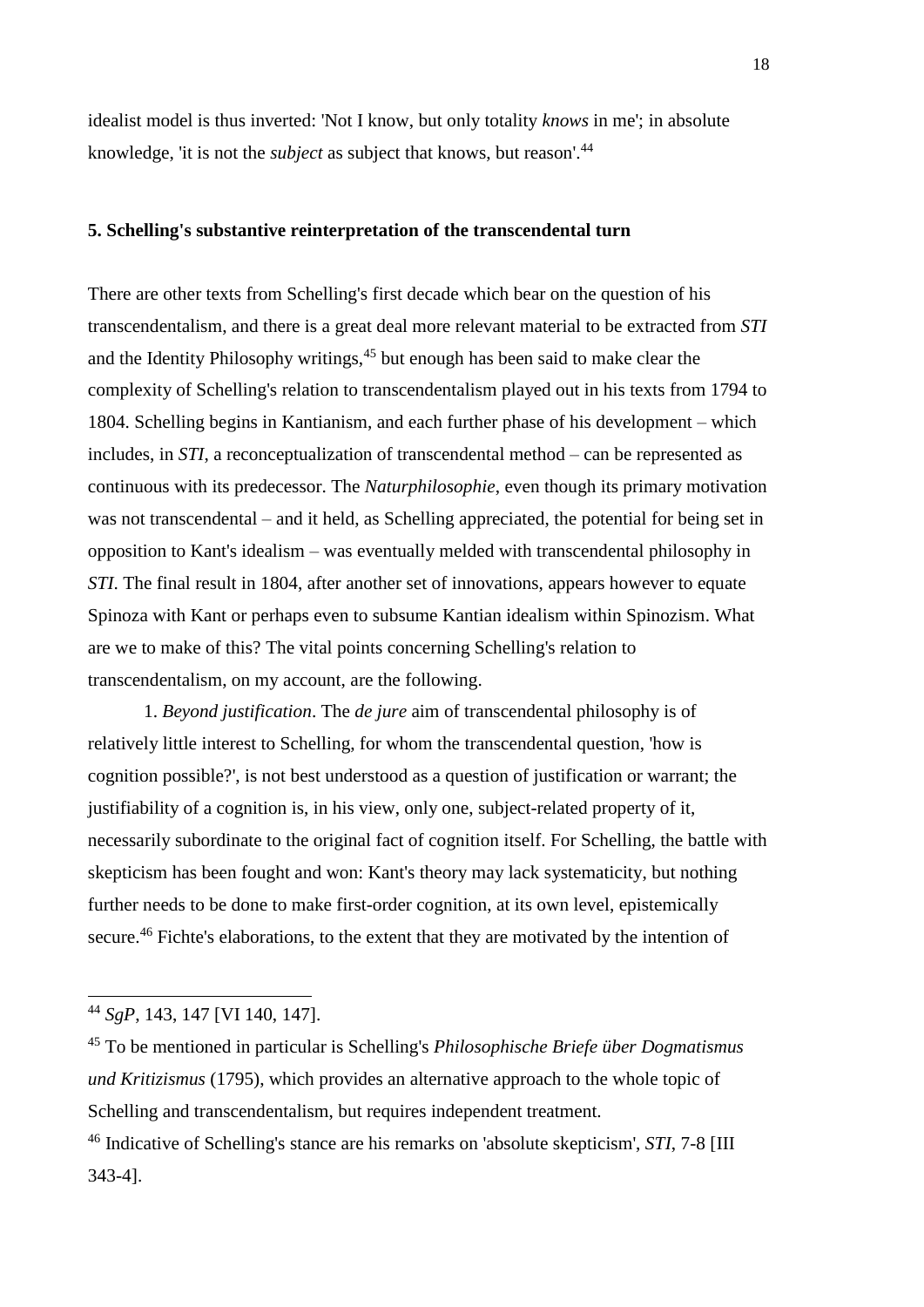idealist model is thus inverted: 'Not I know, but only totality *knows* in me'; in absolute knowledge, 'it is not the *subject* as subject that knows, but reason'.[44]

## 5. Schelling's substantive reinterpretation of the transcendental turn

There are other texts from Schelling's first decade which bear on the question of his transcendentalism, and there is a great deal more relevant material to be extracted from *STI* and the Identity Philosophy writings,[45] but enough has been said to make clear the complexity of Schelling's relation to transcendentalism played out in his texts from 1794 to 1804. Schelling begins in Kantianism, and each further phase of his development – which includes, in *STI*, a reconceptualization of transcendental method – can be represented as continuous with its predecessor. The *Naturphilosophie*, even though its primary motivation was not transcendental – and it held, as Schelling appreciated, the potential for being set in opposition to Kant's idealism – was eventually melded with transcendental philosophy in *STI*. The final result in 1804, after another set of innovations, appears however to equate Spinoza with Kant or perhaps even to subsume Kantian idealism within Spinozism. What are we to make of this? The vital points concerning Schelling's relation to transcendentalism, on my account, are the following.

1. *Beyond justification*. The *de jure* aim of transcendental philosophy is of relatively little interest to Schelling, for whom the transcendental question, 'how is cognition possible?', is not best understood as a question of justification or warrant; the justifiability of a cognition is, in his view, only one, subject-related property of it, necessarily subordinate to the original fact of cognition itself. For Schelling, the battle with skepticism has been fought and won: Kant's theory may lack systematicity, but nothing further needs to be done to make first-order cognition, at its own level, epistemically secure.[46] Fichte's elaborations, to the extent that they are motivated by the intention of

---

[44] *SgP*, 143, 147 [VI 140, 147].

[45] To be mentioned in particular is Schelling's *Philosophische Briefe über Dogmatismus und Kritizismus* (1795), which provides an alternative approach to the whole topic of Schelling and transcendentalism, but requires independent treatment.

[46] Indicative of Schelling's stance are his remarks on 'absolute skepticism', *STI*, 7-8 [III 343-4].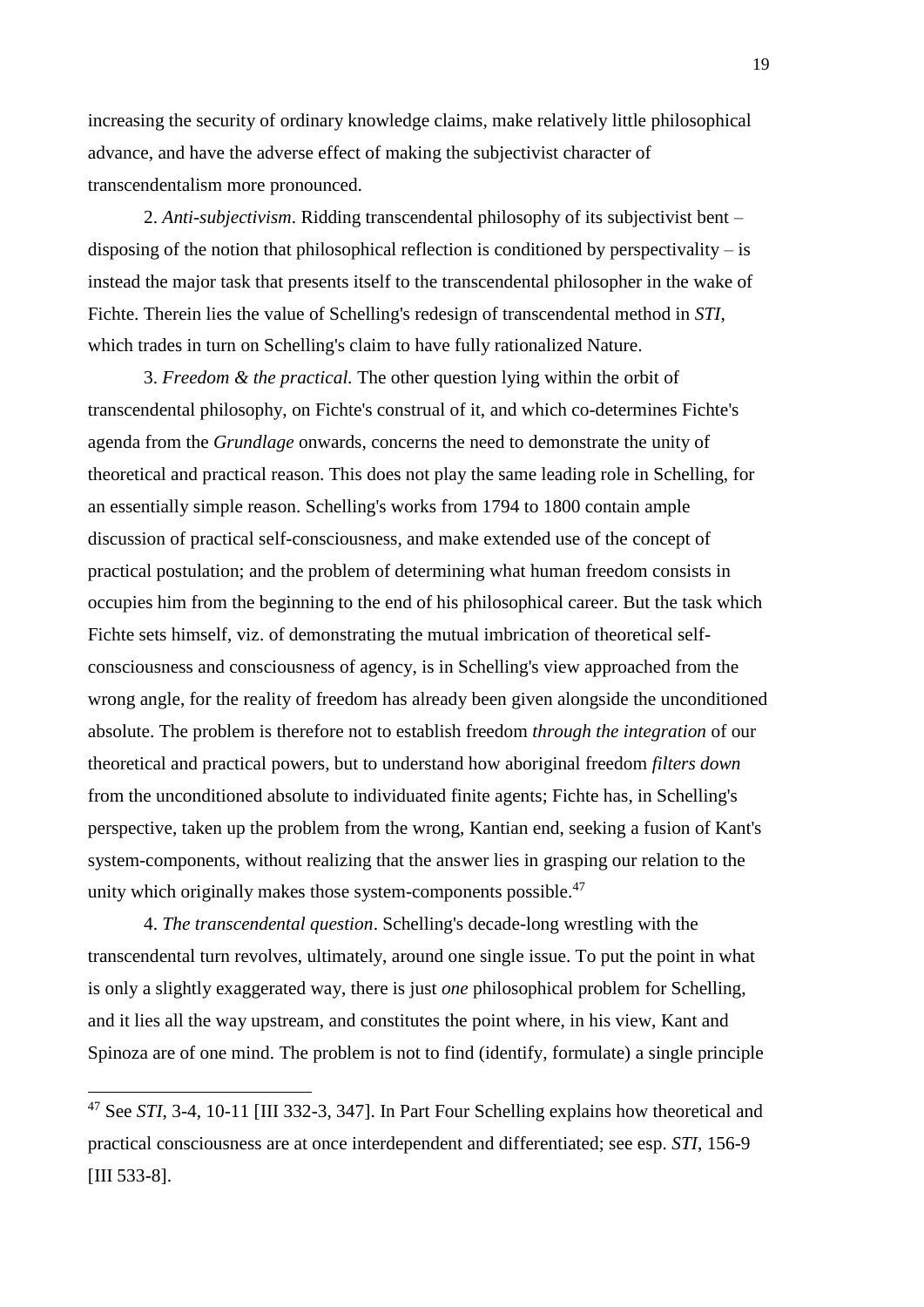increasing the security of ordinary knowledge claims, make relatively little philosophical advance, and have the adverse effect of making the subjectivist character of transcendentalism more pronounced.

2. *Anti-subjectivism*. Ridding transcendental philosophy of its subjectivist bent – disposing of the notion that philosophical reflection is conditioned by perspectivality – is instead the major task that presents itself to the transcendental philosopher in the wake of Fichte. Therein lies the value of Schelling's redesign of transcendental method in *STI*, which trades in turn on Schelling's claim to have fully rationalized Nature.

3. *Freedom & the practical.* The other question lying within the orbit of transcendental philosophy, on Fichte's construal of it, and which co-determines Fichte's agenda from the *Grundlage* onwards, concerns the need to demonstrate the unity of theoretical and practical reason. This does not play the same leading role in Schelling, for an essentially simple reason. Schelling's works from 1794 to 1800 contain ample discussion of practical self-consciousness, and make extended use of the concept of practical postulation; and the problem of determining what human freedom consists in occupies him from the beginning to the end of his philosophical career. But the task which Fichte sets himself, viz. of demonstrating the mutual imbrication of theoretical self-consciousness and consciousness of agency, is in Schelling's view approached from the wrong angle, for the reality of freedom has already been given alongside the unconditioned absolute. The problem is therefore not to establish freedom *through the integration* of our theoretical and practical powers, but to understand how aboriginal freedom *filters down* from the unconditioned absolute to individuated finite agents; Fichte has, in Schelling's perspective, taken up the problem from the wrong, Kantian end, seeking a fusion of Kant's system-components, without realizing that the answer lies in grasping our relation to the unity which originally makes those system-components possible.[47]

4. *The transcendental question*. Schelling's decade-long wrestling with the transcendental turn revolves, ultimately, around one single issue. To put the point in what is only a slightly exaggerated way, there is just *one* philosophical problem for Schelling, and it lies all the way upstream, and constitutes the point where, in his view, Kant and Spinoza are of one mind. The problem is not to find (identify, formulate) a single principle

---

[47] See *STI*, 3-4, 10-11 [III 332-3, 347]. In Part Four Schelling explains how theoretical and practical consciousness are at once interdependent and differentiated; see esp. *STI*, 156-9 [III 533-8].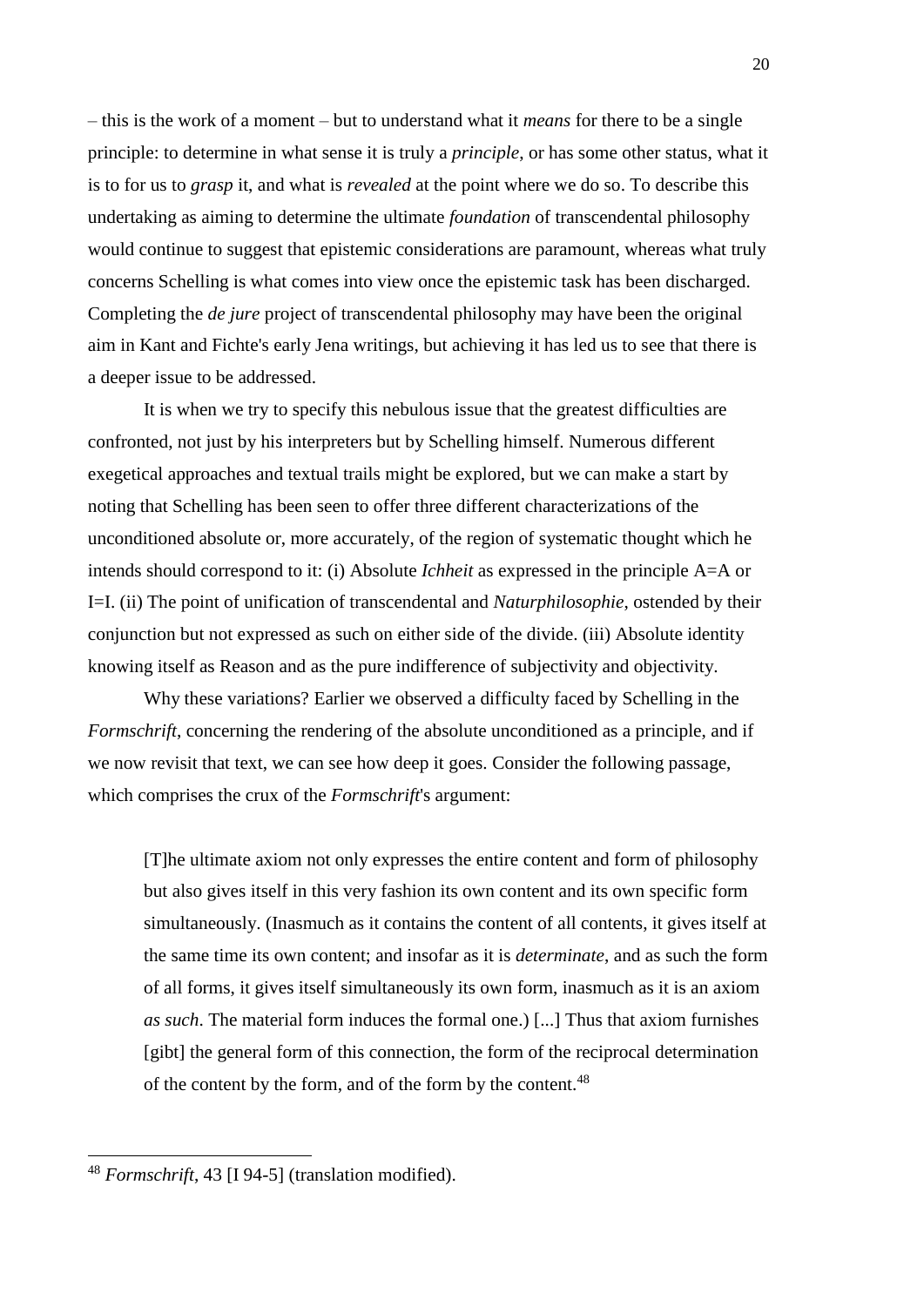– this is the work of a moment – but to understand what it *means* for there to be a single principle: to determine in what sense it is truly a *principle*, or has some other status, what it is to for us to *grasp* it, and what is *revealed* at the point where we do so. To describe this undertaking as aiming to determine the ultimate *foundation* of transcendental philosophy would continue to suggest that epistemic considerations are paramount, whereas what truly concerns Schelling is what comes into view once the epistemic task has been discharged. Completing the *de jure* project of transcendental philosophy may have been the original aim in Kant and Fichte's early Jena writings, but achieving it has led us to see that there is a deeper issue to be addressed.

It is when we try to specify this nebulous issue that the greatest difficulties are confronted, not just by his interpreters but by Schelling himself. Numerous different exegetical approaches and textual trails might be explored, but we can make a start by noting that Schelling has been seen to offer three different characterizations of the unconditioned absolute or, more accurately, of the region of systematic thought which he intends should correspond to it: (i) Absolute *Ichheit* as expressed in the principle A=A or I=I. (ii) The point of unification of transcendental and *Naturphilosophie*, ostended by their conjunction but not expressed as such on either side of the divide. (iii) Absolute identity knowing itself as Reason and as the pure indifference of subjectivity and objectivity.

Why these variations? Earlier we observed a difficulty faced by Schelling in the *Formschrift*, concerning the rendering of the absolute unconditioned as a principle, and if we now revisit that text, we can see how deep it goes. Consider the following passage, which comprises the crux of the *Formschrift*'s argument:

> [T]he ultimate axiom not only expresses the entire content and form of philosophy but also gives itself in this very fashion its own content and its own specific form simultaneously. (Inasmuch as it contains the content of all contents, it gives itself at the same time its own content; and insofar as it is *determinate*, and as such the form of all forms, it gives itself simultaneously its own form, inasmuch as it is an axiom *as such*. The material form induces the formal one.) [...] Thus that axiom furnishes [gibt] the general form of this connection, the form of the reciprocal determination of the content by the form, and of the form by the content.[48]

[48] *Formschrift*, 43 [I 94-5] (translation modified).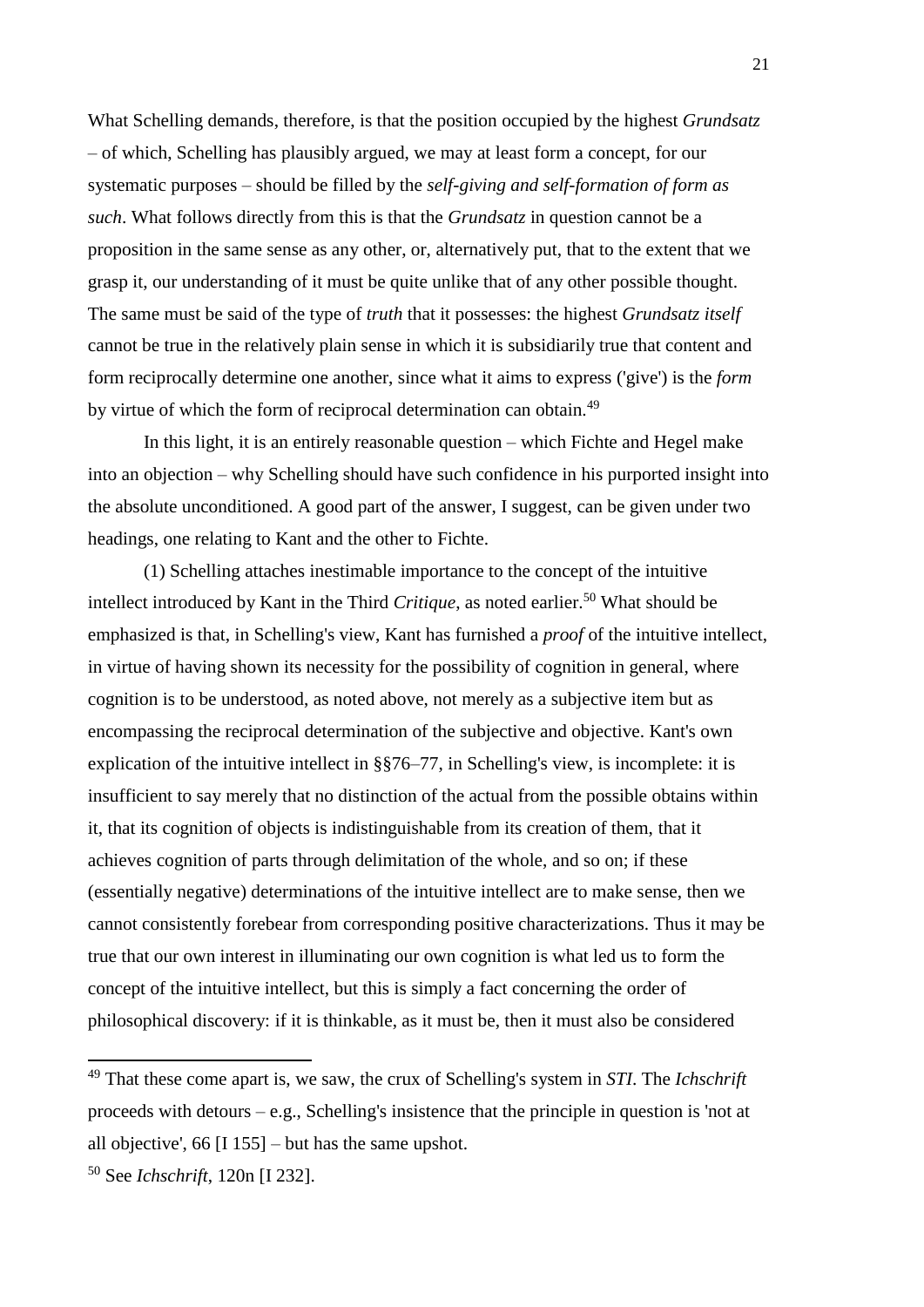What Schelling demands, therefore, is that the position occupied by the highest *Grundsatz* – of which, Schelling has plausibly argued, we may at least form a concept, for our systematic purposes – should be filled by the *self-giving and self-formation of form as such*. What follows directly from this is that the *Grundsatz* in question cannot be a proposition in the same sense as any other, or, alternatively put, that to the extent that we grasp it, our understanding of it must be quite unlike that of any other possible thought. The same must be said of the type of *truth* that it possesses: the highest *Grundsatz itself* cannot be true in the relatively plain sense in which it is subsidiarily true that content and form reciprocally determine one another, since what it aims to express ('give') is the *form* by virtue of which the form of reciprocal determination can obtain.[49]

In this light, it is an entirely reasonable question – which Fichte and Hegel make into an objection – why Schelling should have such confidence in his purported insight into the absolute unconditioned. A good part of the answer, I suggest, can be given under two headings, one relating to Kant and the other to Fichte.

(1) Schelling attaches inestimable importance to the concept of the intuitive intellect introduced by Kant in the Third *Critique*, as noted earlier.[50] What should be emphasized is that, in Schelling's view, Kant has furnished a *proof* of the intuitive intellect, in virtue of having shown its necessity for the possibility of cognition in general, where cognition is to be understood, as noted above, not merely as a subjective item but as encompassing the reciprocal determination of the subjective and objective. Kant's own explication of the intuitive intellect in §§76–77, in Schelling's view, is incomplete: it is insufficient to say merely that no distinction of the actual from the possible obtains within it, that its cognition of objects is indistinguishable from its creation of them, that it achieves cognition of parts through delimitation of the whole, and so on; if these (essentially negative) determinations of the intuitive intellect are to make sense, then we cannot consistently forebear from corresponding positive characterizations. Thus it may be true that our own interest in illuminating our own cognition is what led us to form the concept of the intuitive intellect, but this is simply a fact concerning the order of philosophical discovery: if it is thinkable, as it must be, then it must also be considered

---

[49] That these come apart is, we saw, the crux of Schelling's system in *STI*. The *Ichschrift* proceeds with detours – e.g., Schelling's insistence that the principle in question is 'not at all objective', 66 [I 155] – but has the same upshot.

[50] See *Ichschrift*, 120n [I 232].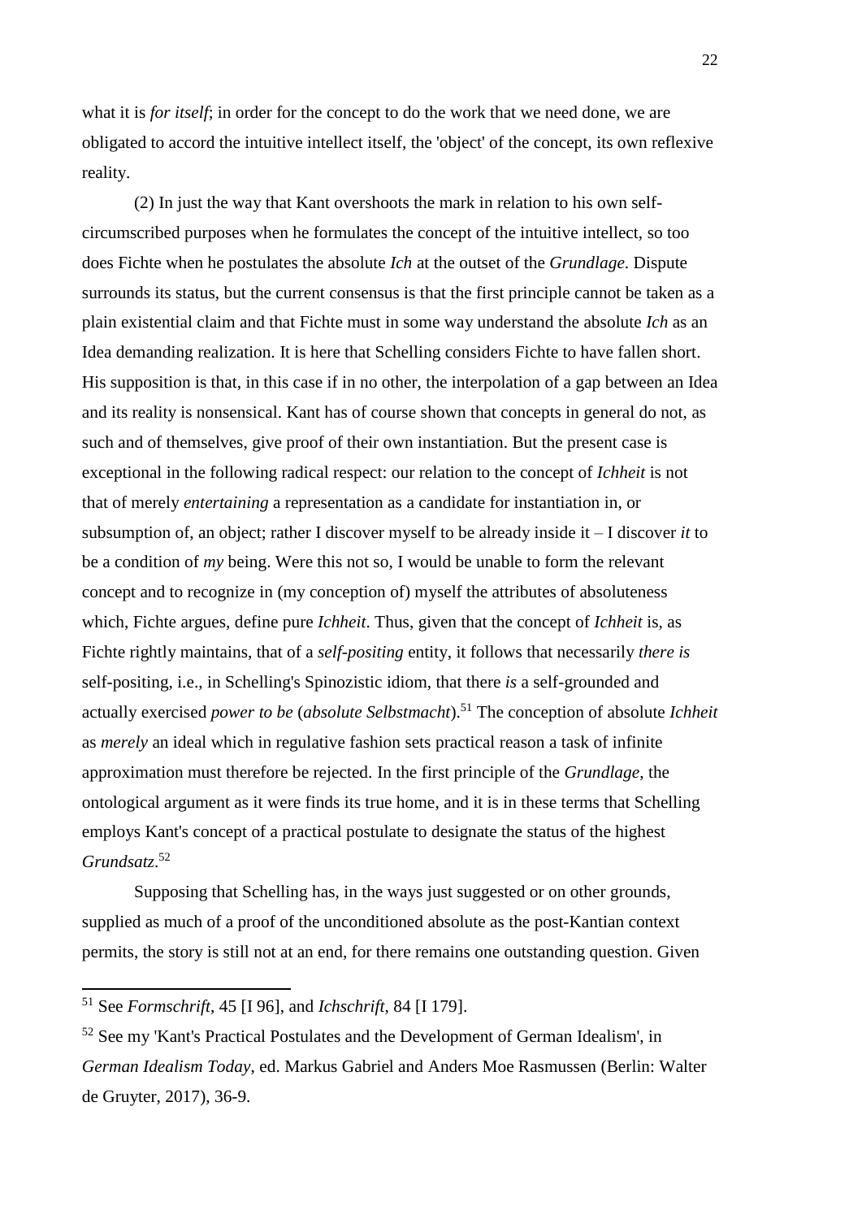what it is *for itself*; in order for the concept to do the work that we need done, we are obligated to accord the intuitive intellect itself, the 'object' of the concept, its own reflexive reality.

(2) In just the way that Kant overshoots the mark in relation to his own self-circumscribed purposes when he formulates the concept of the intuitive intellect, so too does Fichte when he postulates the absolute *Ich* at the outset of the *Grundlage*. Dispute surrounds its status, but the current consensus is that the first principle cannot be taken as a plain existential claim and that Fichte must in some way understand the absolute *Ich* as an Idea demanding realization. It is here that Schelling considers Fichte to have fallen short. His supposition is that, in this case if in no other, the interpolation of a gap between an Idea and its reality is nonsensical. Kant has of course shown that concepts in general do not, as such and of themselves, give proof of their own instantiation. But the present case is exceptional in the following radical respect: our relation to the concept of *Ichheit* is not that of merely *entertaining* a representation as a candidate for instantiation in, or subsumption of, an object; rather I discover myself to be already inside it – I discover *it* to be a condition of *my* being. Were this not so, I would be unable to form the relevant concept and to recognize in (my conception of) myself the attributes of absoluteness which, Fichte argues, define pure *Ichheit*. Thus, given that the concept of *Ichheit* is, as Fichte rightly maintains, that of a *self-positing* entity, it follows that necessarily *there is* self-positing, i.e., in Schelling's Spinozistic idiom, that there *is* a self-grounded and actually exercised *power to be* (*absolute Selbstmacht*).[51] The conception of absolute *Ichheit* as *merely* an ideal which in regulative fashion sets practical reason a task of infinite approximation must therefore be rejected. In the first principle of the *Grundlage*, the ontological argument as it were finds its true home, and it is in these terms that Schelling employs Kant's concept of a practical postulate to designate the status of the highest *Grundsatz*.[52]

Supposing that Schelling has, in the ways just suggested or on other grounds, supplied as much of a proof of the unconditioned absolute as the post-Kantian context permits, the story is still not at an end, for there remains one outstanding question. Given

---

[51] See *Formschrift*, 45 [I 96], and *Ichschrift*, 84 [I 179].

[52] See my 'Kant's Practical Postulates and the Development of German Idealism', in *German Idealism Today*, ed. Markus Gabriel and Anders Moe Rasmussen (Berlin: Walter de Gruyter, 2017), 36-9.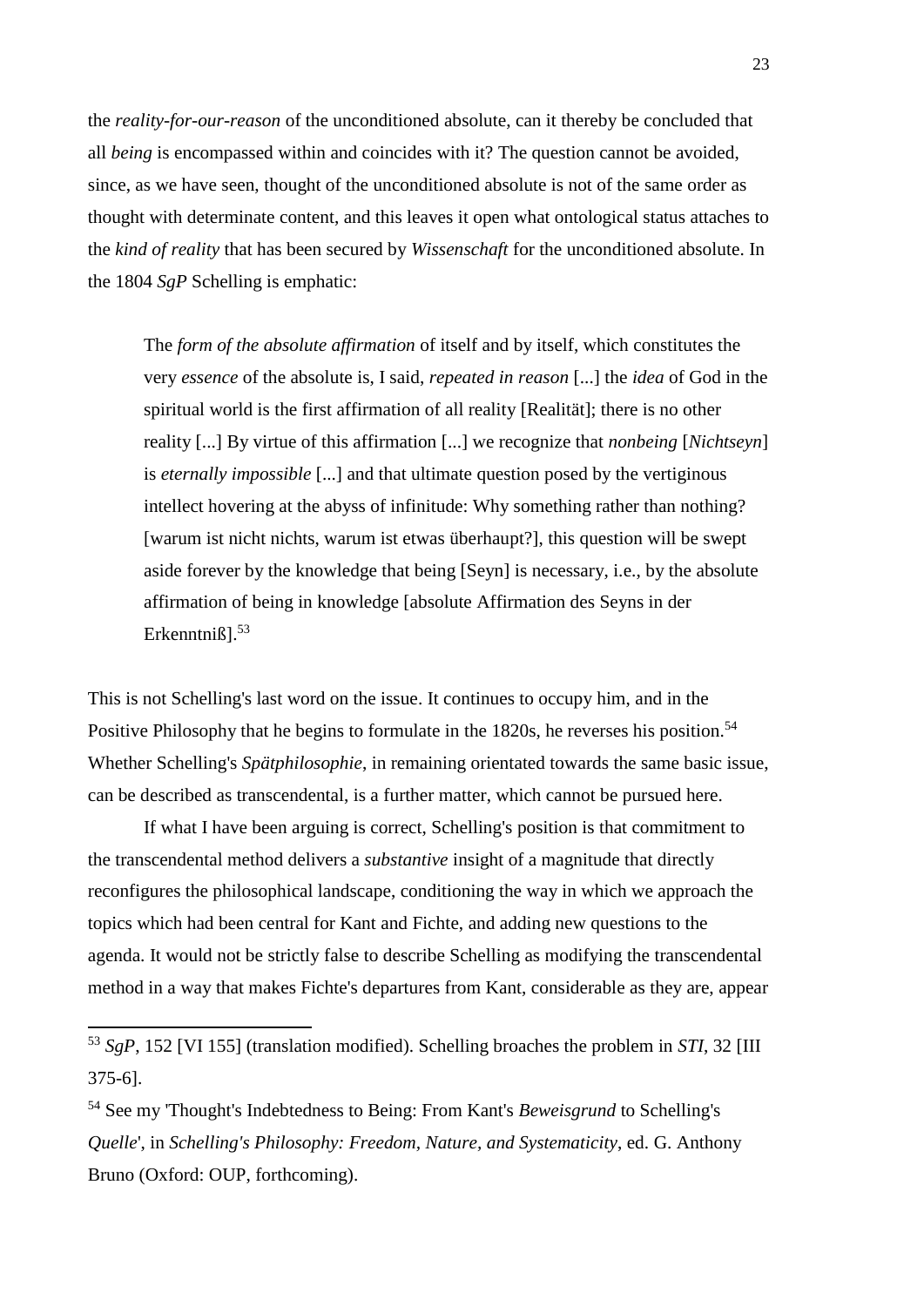the *reality-for-our-reason* of the unconditioned absolute, can it thereby be concluded that all *being* is encompassed within and coincides with it? The question cannot be avoided, since, as we have seen, thought of the unconditioned absolute is not of the same order as thought with determinate content, and this leaves it open what ontological status attaches to the *kind of reality* that has been secured by *Wissenschaft* for the unconditioned absolute. In the 1804 *SgP* Schelling is emphatic:

> The *form of the absolute affirmation* of itself and by itself, which constitutes the very *essence* of the absolute is, I said, *repeated in reason* [...] the *idea* of God in the spiritual world is the first affirmation of all reality [Realität]; there is no other reality [...] By virtue of this affirmation [...] we recognize that *nonbeing* [*Nichtseyn*] is *eternally impossible* [...] and that ultimate question posed by the vertiginous intellect hovering at the abyss of infinitude: Why something rather than nothing? [warum ist nicht nichts, warum ist etwas überhaupt?], this question will be swept aside forever by the knowledge that being [Seyn] is necessary, i.e., by the absolute affirmation of being in knowledge [absolute Affirmation des Seyns in der Erkenntniß].[53]

This is not Schelling's last word on the issue. It continues to occupy him, and in the Positive Philosophy that he begins to formulate in the 1820s, he reverses his position.[54] Whether Schelling's *Spätphilosophie*, in remaining orientated towards the same basic issue, can be described as transcendental, is a further matter, which cannot be pursued here.

If what I have been arguing is correct, Schelling's position is that commitment to the transcendental method delivers a *substantive* insight of a magnitude that directly reconfigures the philosophical landscape, conditioning the way in which we approach the topics which had been central for Kant and Fichte, and adding new questions to the agenda. It would not be strictly false to describe Schelling as modifying the transcendental method in a way that makes Fichte's departures from Kant, considerable as they are, appear

---

[53] *SgP*, 152 [VI 155] (translation modified). Schelling broaches the problem in *STI*, 32 [III 375-6].

[54] See my 'Thought's Indebtedness to Being: From Kant's *Beweisgrund* to Schelling's *Quelle*', in *Schelling's Philosophy: Freedom, Nature, and Systematicity*, ed. G. Anthony Bruno (Oxford: OUP, forthcoming).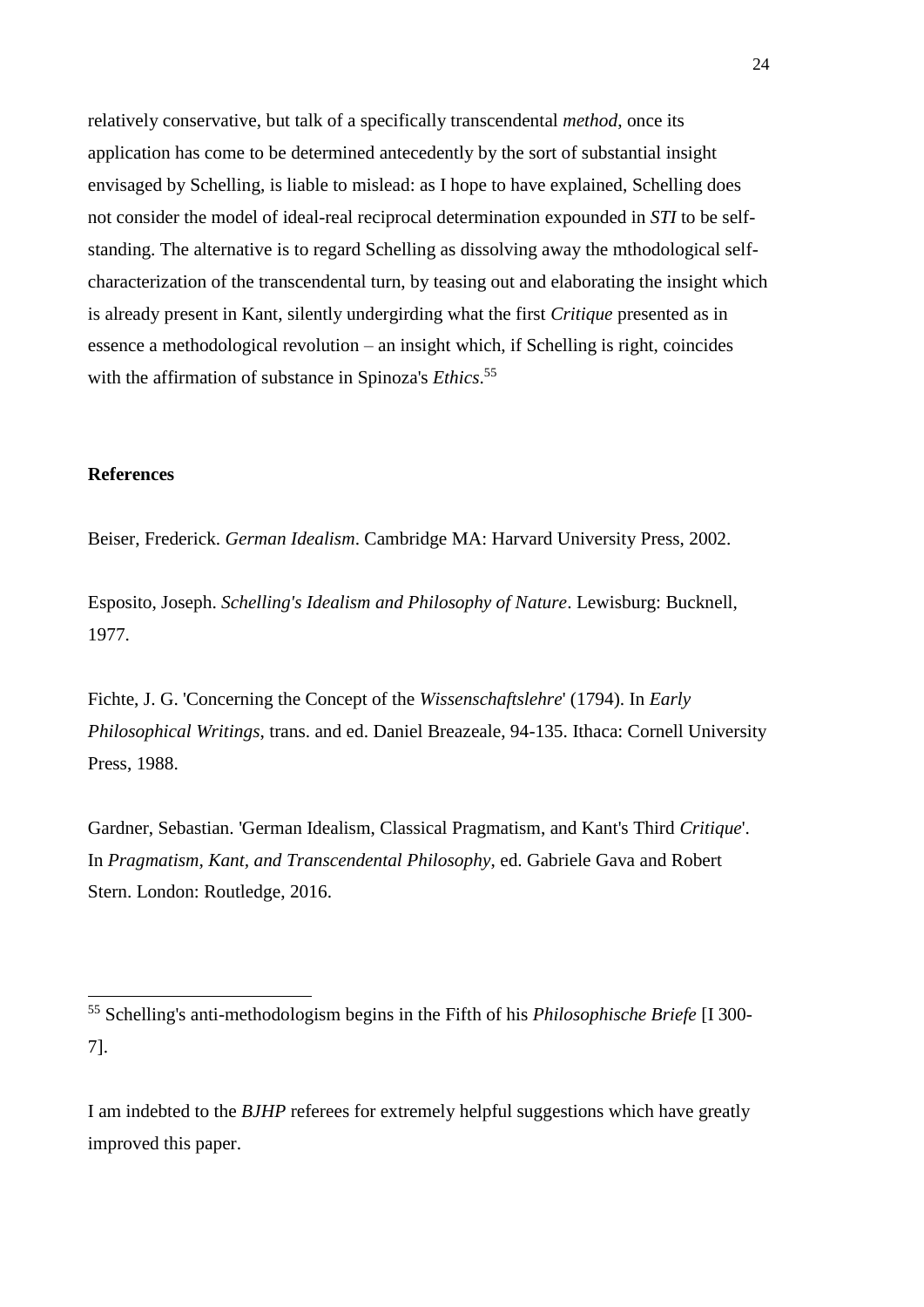relatively conservative, but talk of a specifically transcendental *method*, once its application has come to be determined antecedently by the sort of substantial insight envisaged by Schelling, is liable to mislead: as I hope to have explained, Schelling does not consider the model of ideal-real reciprocal determination expounded in *STI* to be self-standing. The alternative is to regard Schelling as dissolving away the mthodological self-characterization of the transcendental turn, by teasing out and elaborating the insight which is already present in Kant, silently undergirding what the first *Critique* presented as in essence a methodological revolution – an insight which, if Schelling is right, coincides with the affirmation of substance in Spinoza's *Ethics*.[55]

**References**

Beiser, Frederick. *German Idealism*. Cambridge MA: Harvard University Press, 2002.

Esposito, Joseph. *Schelling's Idealism and Philosophy of Nature*. Lewisburg: Bucknell, 1977.

Fichte, J. G. 'Concerning the Concept of the *Wissenschaftslehre*' (1794). In *Early Philosophical Writings*, trans. and ed. Daniel Breazeale, 94-135. Ithaca: Cornell University Press, 1988.

Gardner, Sebastian. 'German Idealism, Classical Pragmatism, and Kant's Third *Critique*'. In *Pragmatism, Kant, and Transcendental Philosophy*, ed. Gabriele Gava and Robert Stern. London: Routledge, 2016.

---

[55] Schelling's anti-methodologism begins in the Fifth of his *Philosophische Briefe* [I 300-7].

I am indebted to the *BJHP* referees for extremely helpful suggestions which have greatly improved this paper.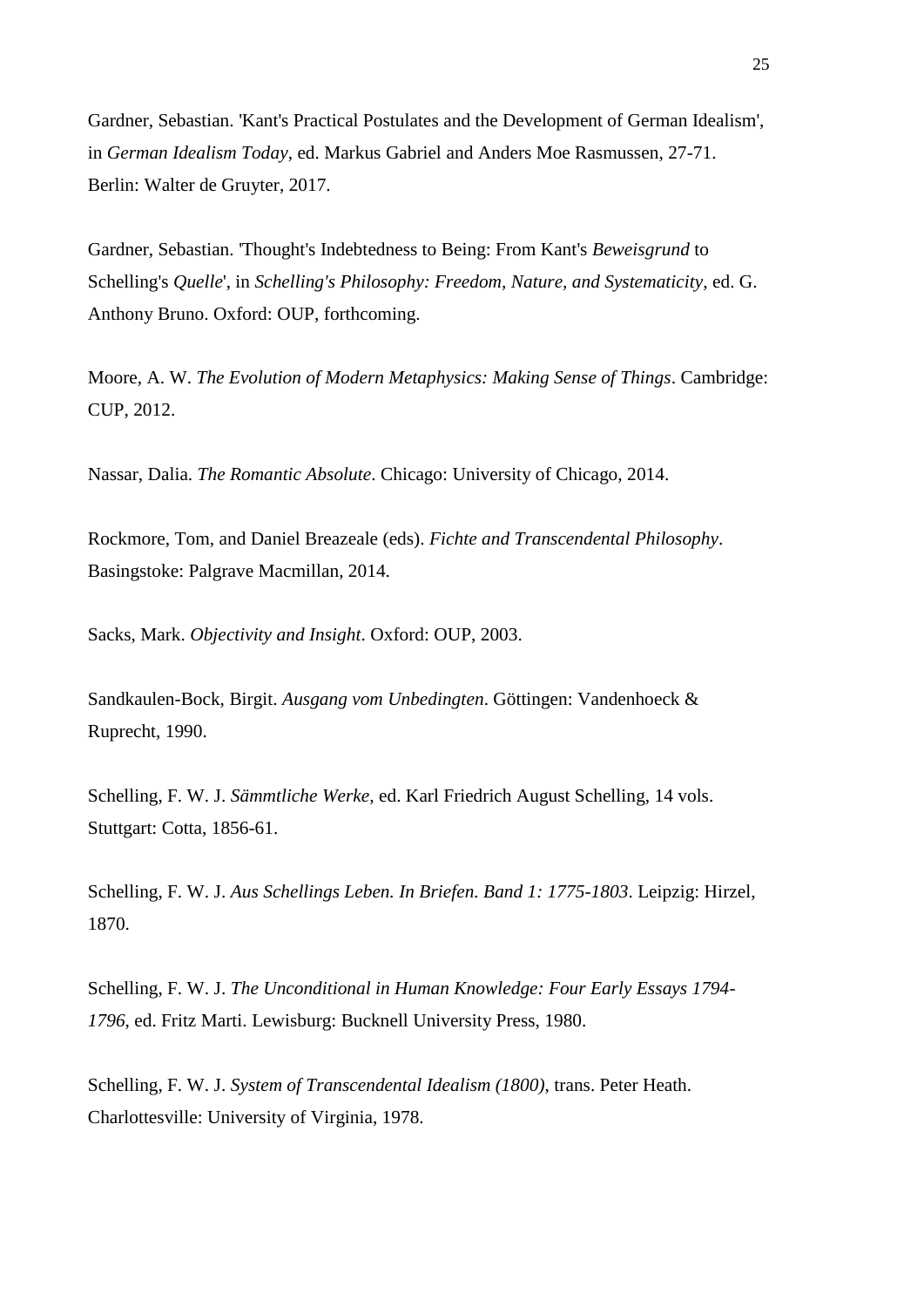Gardner, Sebastian. 'Kant's Practical Postulates and the Development of German Idealism', in *German Idealism Today*, ed. Markus Gabriel and Anders Moe Rasmussen, 27-71. Berlin: Walter de Gruyter, 2017.

Gardner, Sebastian. 'Thought's Indebtedness to Being: From Kant's *Beweisgrund* to Schelling's *Quelle*', in *Schelling's Philosophy: Freedom, Nature, and Systematicity*, ed. G. Anthony Bruno. Oxford: OUP, forthcoming.

Moore, A. W. *The Evolution of Modern Metaphysics: Making Sense of Things*. Cambridge: CUP, 2012.

Nassar, Dalia. *The Romantic Absolute*. Chicago: University of Chicago, 2014.

Rockmore, Tom, and Daniel Breazeale (eds). *Fichte and Transcendental Philosophy*. Basingstoke: Palgrave Macmillan, 2014.

Sacks, Mark. *Objectivity and Insight*. Oxford: OUP, 2003.

Sandkaulen-Bock, Birgit. *Ausgang vom Unbedingten*. Göttingen: Vandenhoeck & Ruprecht, 1990.

Schelling, F. W. J. *Sämmtliche Werke*, ed. Karl Friedrich August Schelling, 14 vols. Stuttgart: Cotta, 1856-61.

Schelling, F. W. J. *Aus Schellings Leben. In Briefen. Band 1: 1775-1803*. Leipzig: Hirzel, 1870.

Schelling, F. W. J. *The Unconditional in Human Knowledge: Four Early Essays 1794-1796*, ed. Fritz Marti. Lewisburg: Bucknell University Press, 1980.

Schelling, F. W. J. *System of Transcendental Idealism (1800)*, trans. Peter Heath. Charlottesville: University of Virginia, 1978.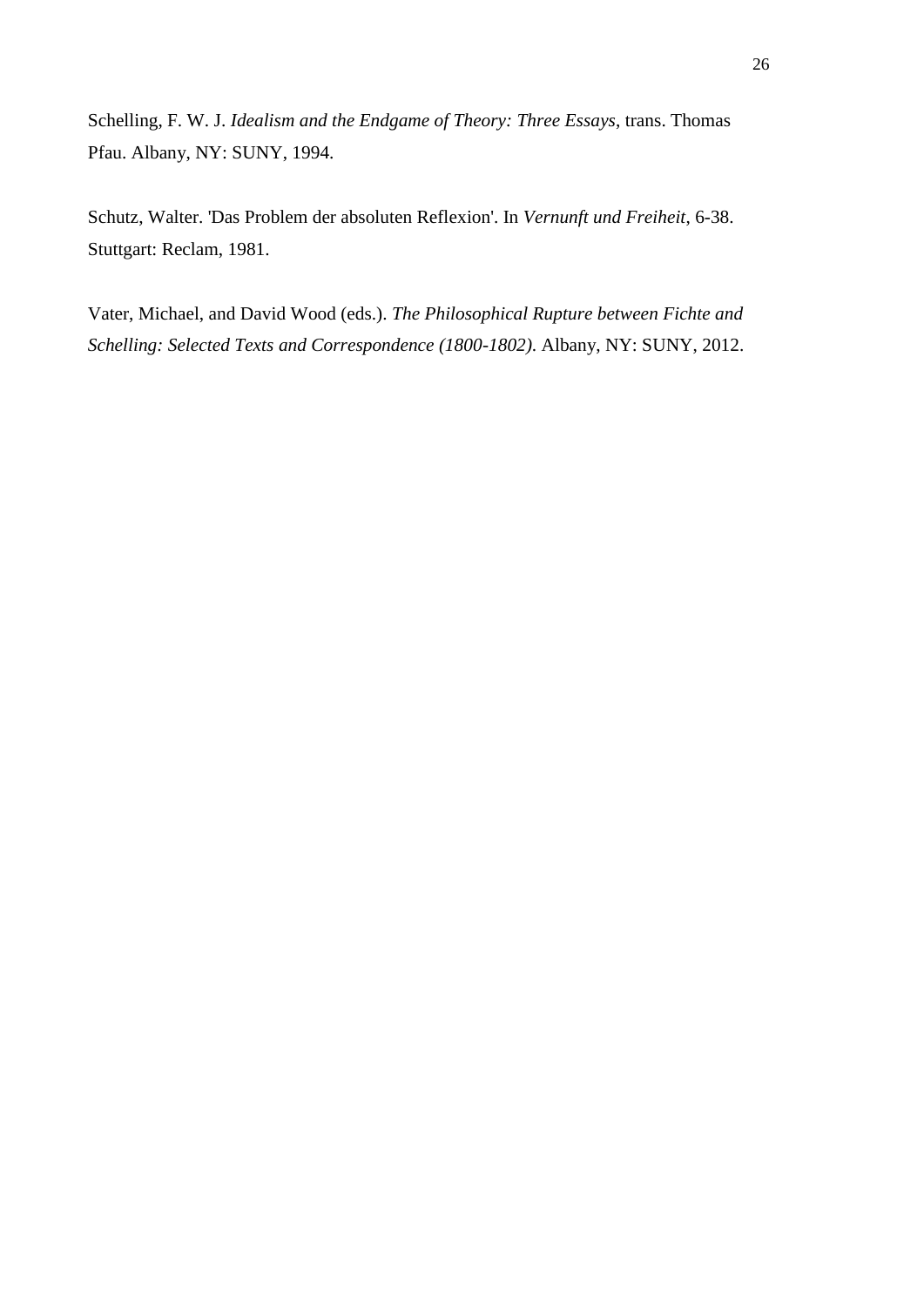Schelling, F. W. J. *Idealism and the Endgame of Theory: Three Essays*, trans. Thomas Pfau. Albany, NY: SUNY, 1994.

Schutz, Walter. 'Das Problem der absoluten Reflexion'. In *Vernunft und Freiheit*, 6-38. Stuttgart: Reclam, 1981.

Vater, Michael, and David Wood (eds.). *The Philosophical Rupture between Fichte and Schelling: Selected Texts and Correspondence (1800-1802)*. Albany, NY: SUNY, 2012.